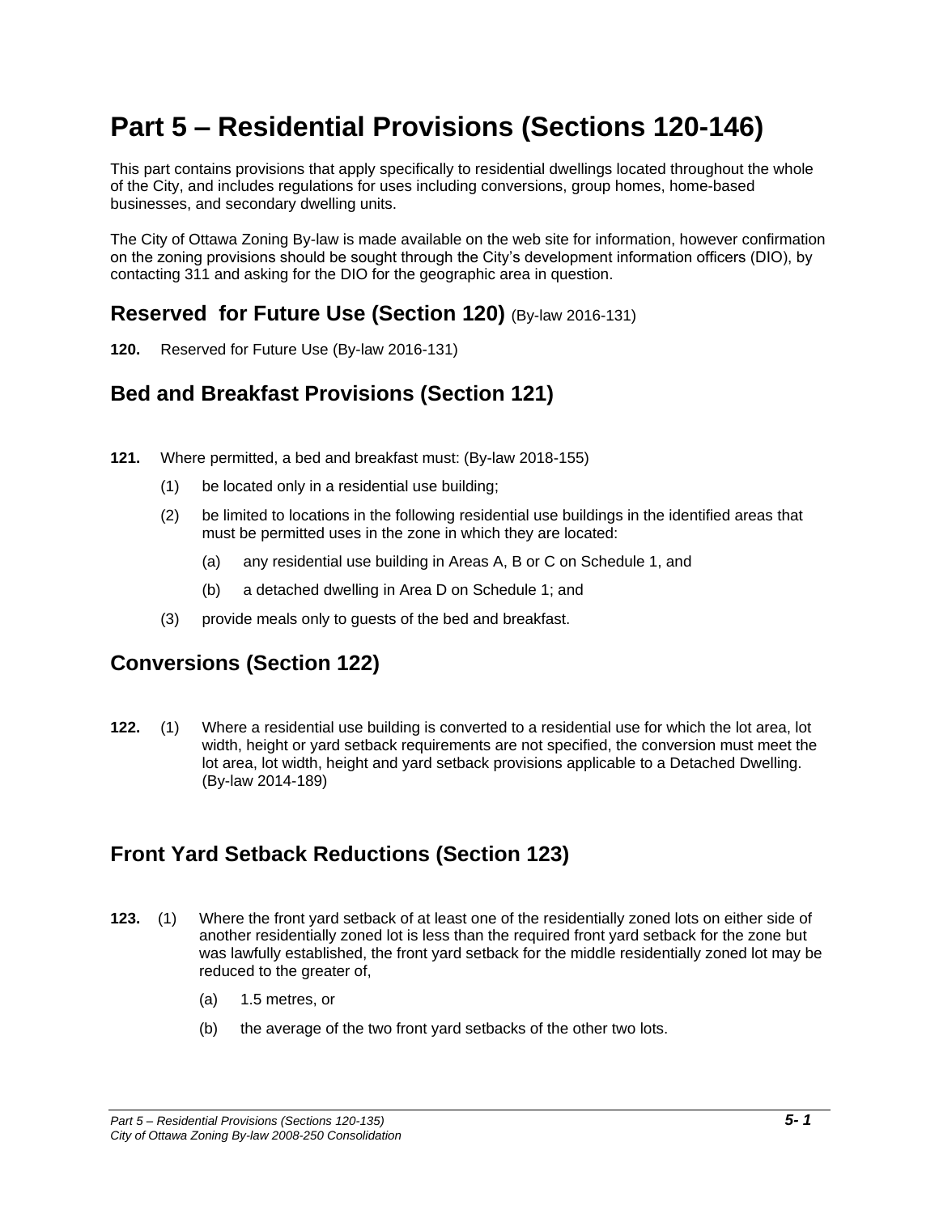# Part 5 – Residential Provisions (Sections 120-146)

This part contains provisions that apply specifically to residential dwellings located throughout the whole of the City, and includes regulations for uses including conversions, group homes, home-based businesses, and secondary dwelling units.

The City of Ottawa Zoning By-law is made available on the web site for information, however confirmation on the zoning provisions should be sought through the City's development information officers (DIO), by contacting 311 and asking for the DIO for the geographic area in question.

## Reserved for Future Use (Section 120) (By-law 2016-131)

**120.** Reserved for Future Use (By-law 2016-131)

## Bed and Breakfast Provisions (Section 121)

**121.** Where permitted, a bed and breakfast must: (By-law 2018-155)

- (1) be located only in a residential use building;
- (2) be limited to locations in the following residential use buildings in the identified areas that must be permitted uses in the zone in which they are located:
  - (a) any residential use building in Areas A, B or C on Schedule 1, and
  - (b) a detached dwelling in Area D on Schedule 1; and
- (3) provide meals only to guests of the bed and breakfast.

## Conversions (Section 122)

**122.** (1) Where a residential use building is converted to a residential use for which the lot area, lot width, height or yard setback requirements are not specified, the conversion must meet the lot area, lot width, height and yard setback provisions applicable to a Detached Dwelling. (By-law 2014-189)

## Front Yard Setback Reductions (Section 123)

**123.** (1) Where the front yard setback of at least one of the residentially zoned lots on either side of another residentially zoned lot is less than the required front yard setback for the zone but was lawfully established, the front yard setback for the middle residentially zoned lot may be reduced to the greater of,

- (a) 1.5 metres, or
- (b) the average of the two front yard setbacks of the other two lots.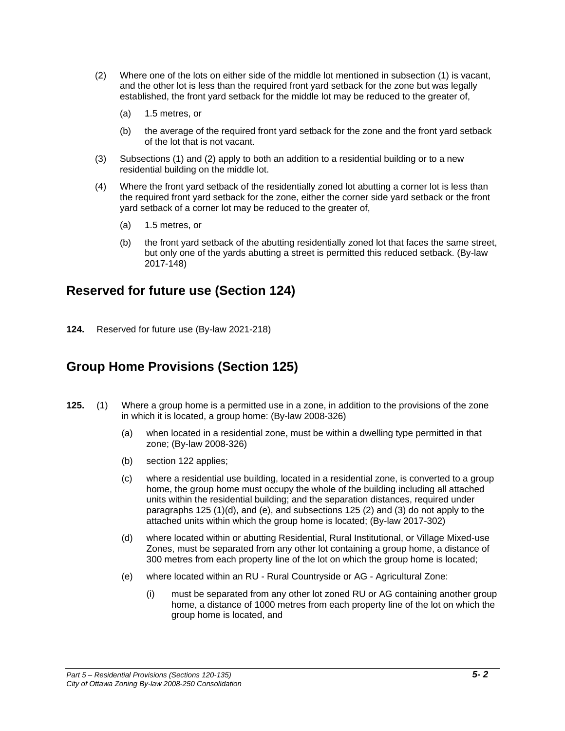(2) Where one of the lots on either side of the middle lot mentioned in subsection (1) is vacant, and the other lot is less than the required front yard setback for the zone but was legally established, the front yard setback for the middle lot may be reduced to the greater of,

  (a) 1.5 metres, or

  (b) the average of the required front yard setback for the zone and the front yard setback of the lot that is not vacant.

(3) Subsections (1) and (2) apply to both an addition to a residential building or to a new residential building on the middle lot.

(4) Where the front yard setback of the residentially zoned lot abutting a corner lot is less than the required front yard setback for the zone, either the corner side yard setback or the front yard setback of a corner lot may be reduced to the greater of,

  (a) 1.5 metres, or

  (b) the front yard setback of the abutting residentially zoned lot that faces the same street, but only one of the yards abutting a street is permitted this reduced setback. (By-law 2017-148)

## Reserved for future use (Section 124)

**124.** Reserved for future use (By-law 2021-218)

## Group Home Provisions (Section 125)

**125.** (1) Where a group home is a permitted use in a zone, in addition to the provisions of the zone in which it is located, a group home: (By-law 2008-326)

  (a) when located in a residential zone, must be within a dwelling type permitted in that zone; (By-law 2008-326)

  (b) section 122 applies;

  (c) where a residential use building, located in a residential zone, is converted to a group home, the group home must occupy the whole of the building including all attached units within the residential building; and the separation distances, required under paragraphs 125 (1)(d), and (e), and subsections 125 (2) and (3) do not apply to the attached units within which the group home is located; (By-law 2017-302)

  (d) where located within or abutting Residential, Rural Institutional, or Village Mixed-use Zones, must be separated from any other lot containing a group home, a distance of 300 metres from each property line of the lot on which the group home is located;

  (e) where located within an RU - Rural Countryside or AG - Agricultural Zone:

    (i) must be separated from any other lot zoned RU or AG containing another group home, a distance of 1000 metres from each property line of the lot on which the group home is located, and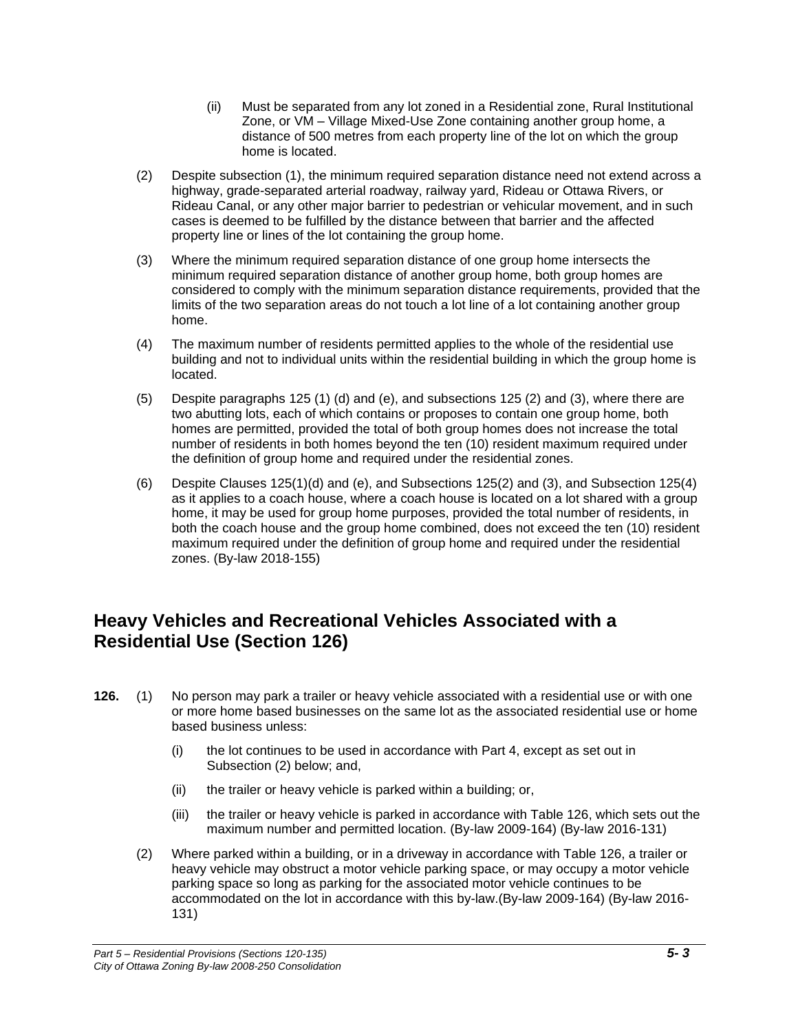(ii) Must be separated from any lot zoned in a Residential zone, Rural Institutional Zone, or VM – Village Mixed-Use Zone containing another group home, a distance of 500 metres from each property line of the lot on which the group home is located.

(2) Despite subsection (1), the minimum required separation distance need not extend across a highway, grade-separated arterial roadway, railway yard, Rideau or Ottawa Rivers, or Rideau Canal, or any other major barrier to pedestrian or vehicular movement, and in such cases is deemed to be fulfilled by the distance between that barrier and the affected property line or lines of the lot containing the group home.

(3) Where the minimum required separation distance of one group home intersects the minimum required separation distance of another group home, both group homes are considered to comply with the minimum separation distance requirements, provided that the limits of the two separation areas do not touch a lot line of a lot containing another group home.

(4) The maximum number of residents permitted applies to the whole of the residential use building and not to individual units within the residential building in which the group home is located.

(5) Despite paragraphs 125 (1) (d) and (e), and subsections 125 (2) and (3), where there are two abutting lots, each of which contains or proposes to contain one group home, both homes are permitted, provided the total of both group homes does not increase the total number of residents in both homes beyond the ten (10) resident maximum required under the definition of group home and required under the residential zones.

(6) Despite Clauses 125(1)(d) and (e), and Subsections 125(2) and (3), and Subsection 125(4) as it applies to a coach house, where a coach house is located on a lot shared with a group home, it may be used for group home purposes, provided the total number of residents, in both the coach house and the group home combined, does not exceed the ten (10) resident maximum required under the definition of group home and required under the residential zones. (By-law 2018-155)

## Heavy Vehicles and Recreational Vehicles Associated with a Residential Use (Section 126)

**126.** (1) No person may park a trailer or heavy vehicle associated with a residential use or with one or more home based businesses on the same lot as the associated residential use or home based business unless:

(i) the lot continues to be used in accordance with Part 4, except as set out in Subsection (2) below; and,

(ii) the trailer or heavy vehicle is parked within a building; or,

(iii) the trailer or heavy vehicle is parked in accordance with Table 126, which sets out the maximum number and permitted location. (By-law 2009-164) (By-law 2016-131)

(2) Where parked within a building, or in a driveway in accordance with Table 126, a trailer or heavy vehicle may obstruct a motor vehicle parking space, or may occupy a motor vehicle parking space so long as parking for the associated motor vehicle continues to be accommodated on the lot in accordance with this by-law.(By-law 2009-164) (By-law 2016-131)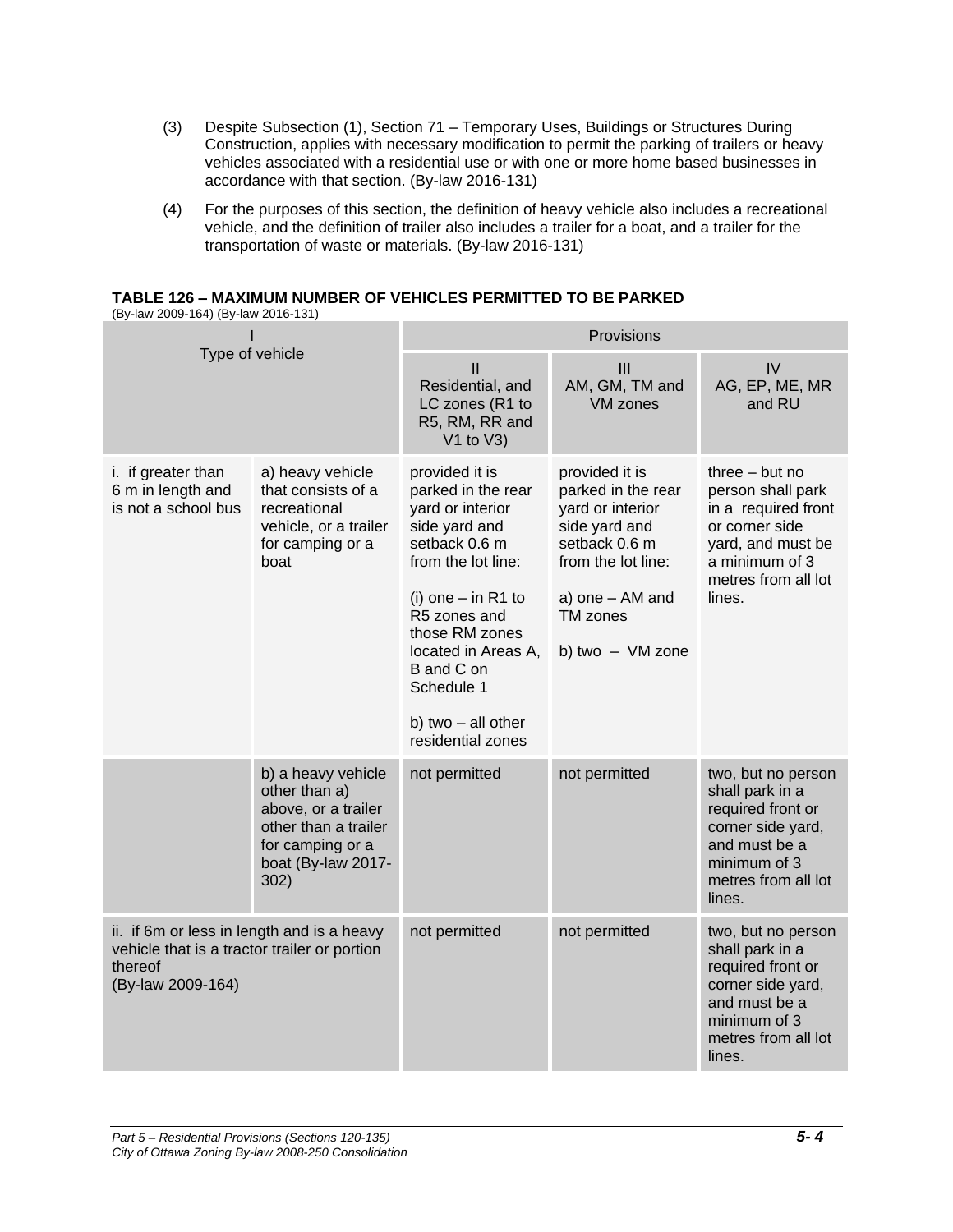(3) Despite Subsection (1), Section 71 – Temporary Uses, Buildings or Structures During Construction, applies with necessary modification to permit the parking of trailers or heavy vehicles associated with a residential use or with one or more home based businesses in accordance with that section. (By-law 2016-131)

(4) For the purposes of this section, the definition of heavy vehicle also includes a recreational vehicle, and the definition of trailer also includes a trailer for a boat, and a trailer for the transportation of waste or materials. (By-law 2016-131)

**TABLE 126 – MAXIMUM NUMBER OF VEHICLES PERMITTED TO BE PARKED**
(By-law 2009-164) (By-law 2016-131)

| I Type of vehicle | | Provisions | | |
|---|---|---|---|---|
| | | II Residential, and LC zones (R1 to R5, RM, RR and V1 to V3) | III AM, GM, TM and VM zones | IV AG, EP, ME, MR and RU |
| i. if greater than 6 m in length and is not a school bus | a) heavy vehicle that consists of a recreational vehicle, or a trailer for camping or a boat | provided it is parked in the rear yard or interior side yard and setback 0.6 m from the lot line: (i) one – in R1 to R5 zones and those RM zones located in Areas A, B and C on Schedule 1 b) two – all other residential zones | provided it is parked in the rear yard or interior side yard and setback 0.6 m from the lot line: a) one – AM and TM zones b) two – VM zone | three – but no person shall park in a required front or corner side yard, and must be a minimum of 3 metres from all lot lines. |
| | b) a heavy vehicle other than a) above, or a trailer other than a trailer for camping or a boat (By-law 2017-302) | not permitted | not permitted | two, but no person shall park in a required front or corner side yard, and must be a minimum of 3 metres from all lot lines. |
| ii. if 6m or less in length and is a heavy vehicle that is a tractor trailer or portion thereof (By-law 2009-164) | | not permitted | not permitted | two, but no person shall park in a required front or corner side yard, and must be a minimum of 3 metres from all lot lines. |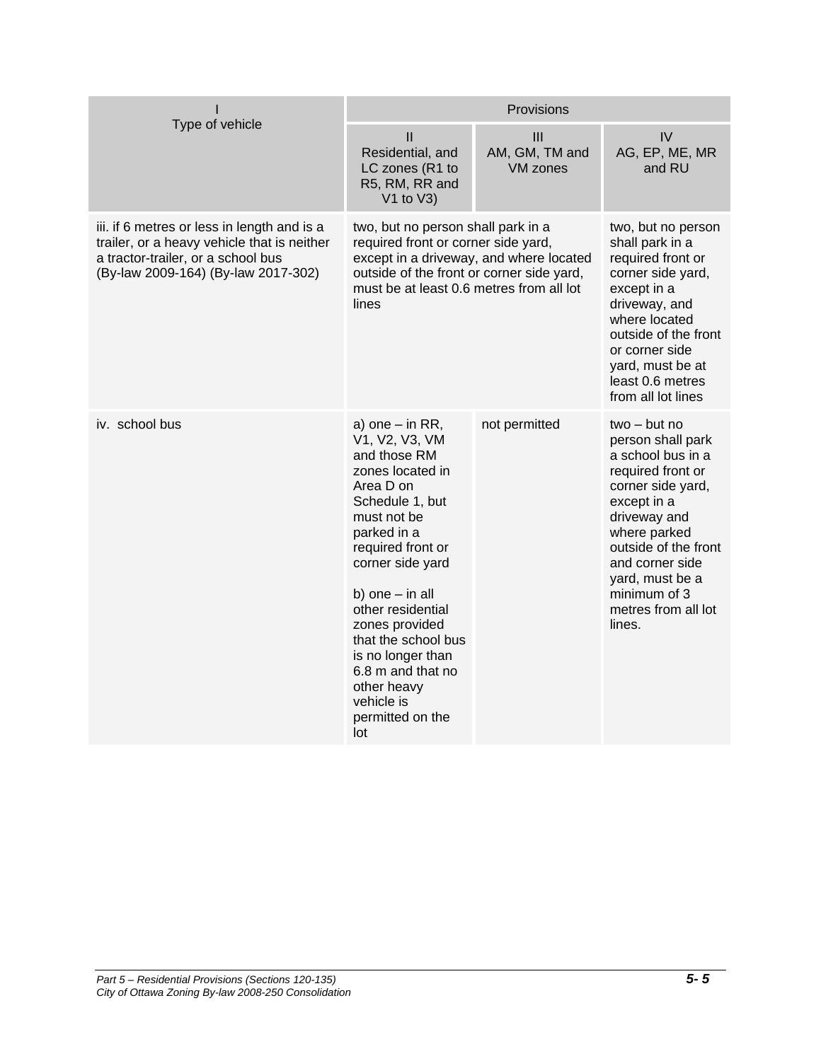| I<br>Type of vehicle | Provisions | | |
|---|---|---|---|
| | II<br>Residential, and LC zones (R1 to R5, RM, RR and V1 to V3) | III<br>AM, GM, TM and VM zones | IV<br>AG, EP, ME, MR and RU |
| iii. if 6 metres or less in length and is a trailer, or a heavy vehicle that is neither a tractor-trailer, or a school bus (By-law 2009-164) (By-law 2017-302) | two, but no person shall park in a required front or corner side yard, except in a driveway, and where located outside of the front or corner side yard, must be at least 0.6 metres from all lot lines | | two, but no person shall park in a required front or corner side yard, except in a driveway, and where located outside of the front or corner side yard, must be at least 0.6 metres from all lot lines |
| iv. school bus | a) one – in RR, V1, V2, V3, VM and those RM zones located in Area D on Schedule 1, but must not be parked in a required front or corner side yard<br><br>b) one – in all other residential zones provided that the school bus is no longer than 6.8 m and that no other heavy vehicle is permitted on the lot | not permitted | two – but no person shall park a school bus in a required front or corner side yard, except in a driveway and where parked outside of the front and corner side yard, must be a minimum of 3 metres from all lot lines. |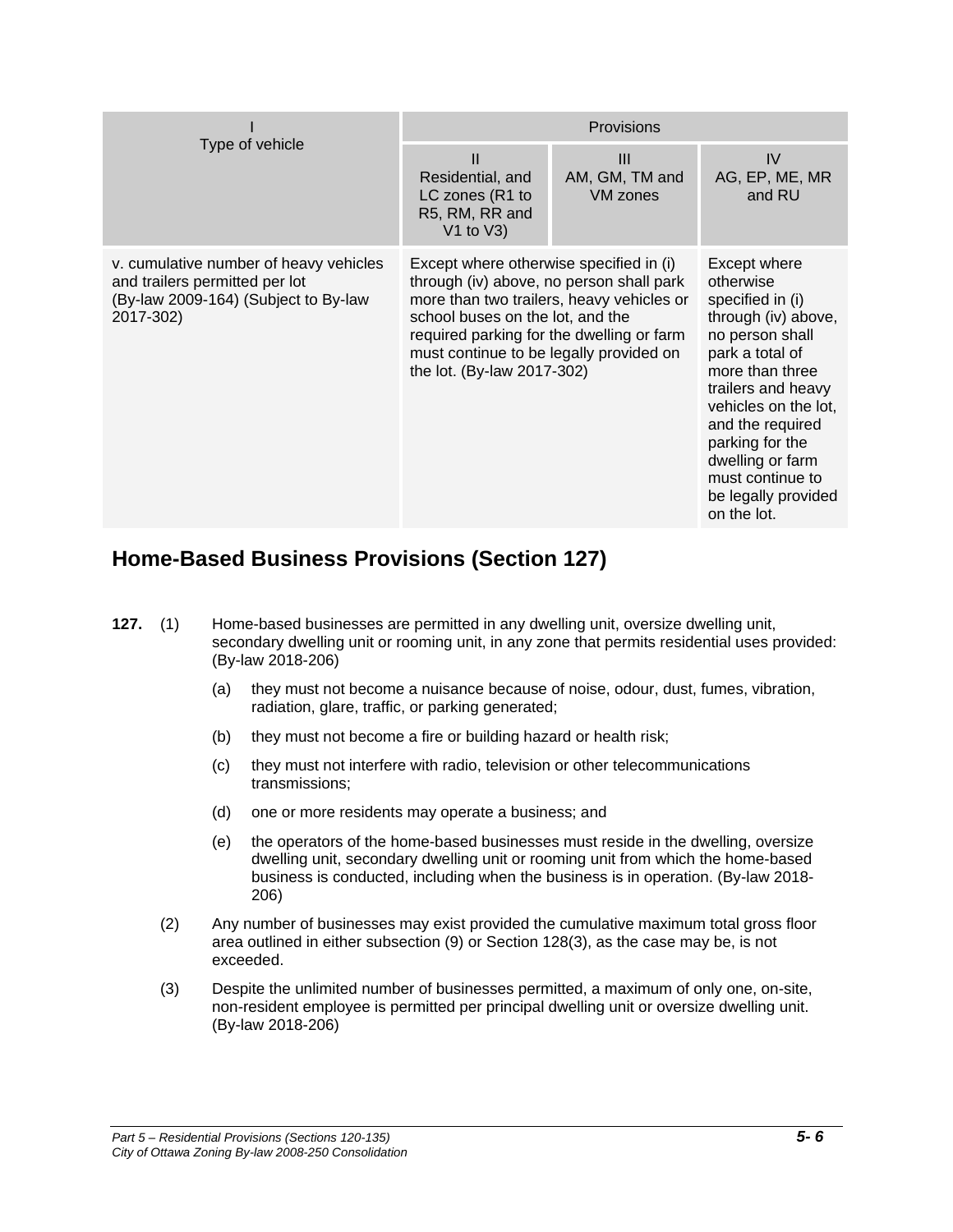| I<br>Type of vehicle | Provisions | | |
|---|---|---|---|
| | II<br>Residential, and LC zones (R1 to R5, RM, RR and V1 to V3) | III<br>AM, GM, TM and VM zones | IV<br>AG, EP, ME, MR and RU |
| v. cumulative number of heavy vehicles and trailers permitted per lot (By-law 2009-164) (Subject to By-law 2017-302) | Except where otherwise specified in (i) through (iv) above, no person shall park more than two trailers, heavy vehicles or school buses on the lot, and the required parking for the dwelling or farm must continue to be legally provided on the lot. (By-law 2017-302) | | Except where otherwise specified in (i) through (iv) above, no person shall park a total of more than three trailers and heavy vehicles on the lot, and the required parking for the dwelling or farm must continue to be legally provided on the lot. |

## Home-Based Business Provisions (Section 127)

**127.** (1) Home-based businesses are permitted in any dwelling unit, oversize dwelling unit, secondary dwelling unit or rooming unit, in any zone that permits residential uses provided: (By-law 2018-206)

(a) they must not become a nuisance because of noise, odour, dust, fumes, vibration, radiation, glare, traffic, or parking generated;

(b) they must not become a fire or building hazard or health risk;

(c) they must not interfere with radio, television or other telecommunications transmissions;

(d) one or more residents may operate a business; and

(e) the operators of the home-based businesses must reside in the dwelling, oversize dwelling unit, secondary dwelling unit or rooming unit from which the home-based business is conducted, including when the business is in operation. (By-law 2018-206)

(2) Any number of businesses may exist provided the cumulative maximum total gross floor area outlined in either subsection (9) or Section 128(3), as the case may be, is not exceeded.

(3) Despite the unlimited number of businesses permitted, a maximum of only one, on-site, non-resident employee is permitted per principal dwelling unit or oversize dwelling unit. (By-law 2018-206)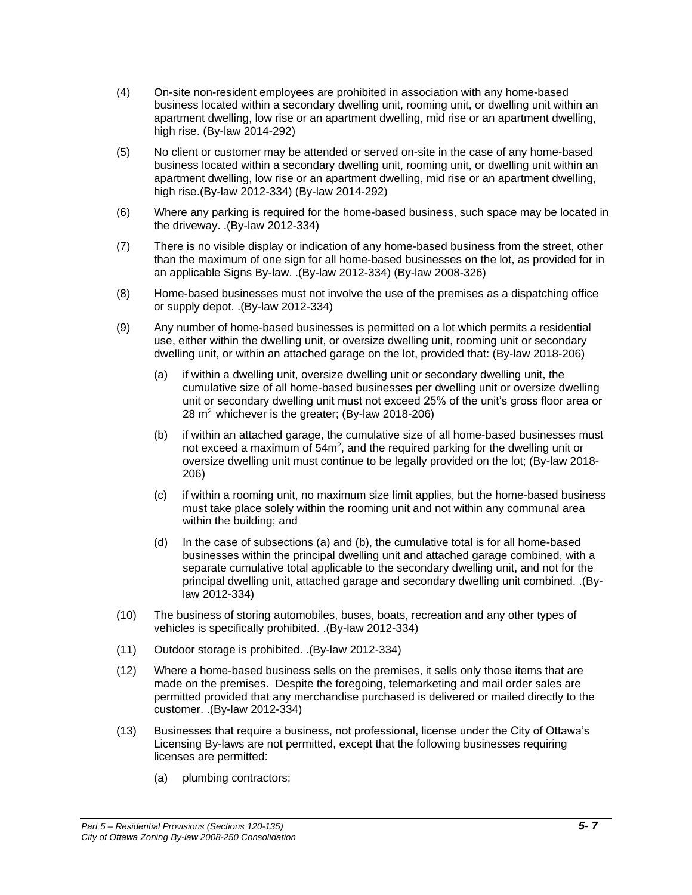(4) On-site non-resident employees are prohibited in association with any home-based business located within a secondary dwelling unit, rooming unit, or dwelling unit within an apartment dwelling, low rise or an apartment dwelling, mid rise or an apartment dwelling, high rise. (By-law 2014-292)

(5) No client or customer may be attended or served on-site in the case of any home-based business located within a secondary dwelling unit, rooming unit, or dwelling unit within an apartment dwelling, low rise or an apartment dwelling, mid rise or an apartment dwelling, high rise.(By-law 2012-334) (By-law 2014-292)

(6) Where any parking is required for the home-based business, such space may be located in the driveway. .(By-law 2012-334)

(7) There is no visible display or indication of any home-based business from the street, other than the maximum of one sign for all home-based businesses on the lot, as provided for in an applicable Signs By-law. .(By-law 2012-334) (By-law 2008-326)

(8) Home-based businesses must not involve the use of the premises as a dispatching office or supply depot. .(By-law 2012-334)

(9) Any number of home-based businesses is permitted on a lot which permits a residential use, either within the dwelling unit, or oversize dwelling unit, rooming unit or secondary dwelling unit, or within an attached garage on the lot, provided that: (By-law 2018-206)

   (a) if within a dwelling unit, oversize dwelling unit or secondary dwelling unit, the cumulative size of all home-based businesses per dwelling unit or oversize dwelling unit or secondary dwelling unit must not exceed 25% of the unit's gross floor area or 28 $m^2$ whichever is the greater; (By-law 2018-206)

   (b) if within an attached garage, the cumulative size of all home-based businesses must not exceed a maximum of 54$m^2$, and the required parking for the dwelling unit or oversize dwelling unit must continue to be legally provided on the lot; (By-law 2018-206)

   (c) if within a rooming unit, no maximum size limit applies, but the home-based business must take place solely within the rooming unit and not within any communal area within the building; and

   (d) In the case of subsections (a) and (b), the cumulative total is for all home-based businesses within the principal dwelling unit and attached garage combined, with a separate cumulative total applicable to the secondary dwelling unit, and not for the principal dwelling unit, attached garage and secondary dwelling unit combined. .(By-law 2012-334)

(10) The business of storing automobiles, buses, boats, recreation and any other types of vehicles is specifically prohibited. .(By-law 2012-334)

(11) Outdoor storage is prohibited. .(By-law 2012-334)

(12) Where a home-based business sells on the premises, it sells only those items that are made on the premises. Despite the foregoing, telemarketing and mail order sales are permitted provided that any merchandise purchased is delivered or mailed directly to the customer. .(By-law 2012-334)

(13) Businesses that require a business, not professional, license under the City of Ottawa's Licensing By-laws are not permitted, except that the following businesses requiring licenses are permitted:

   (a) plumbing contractors;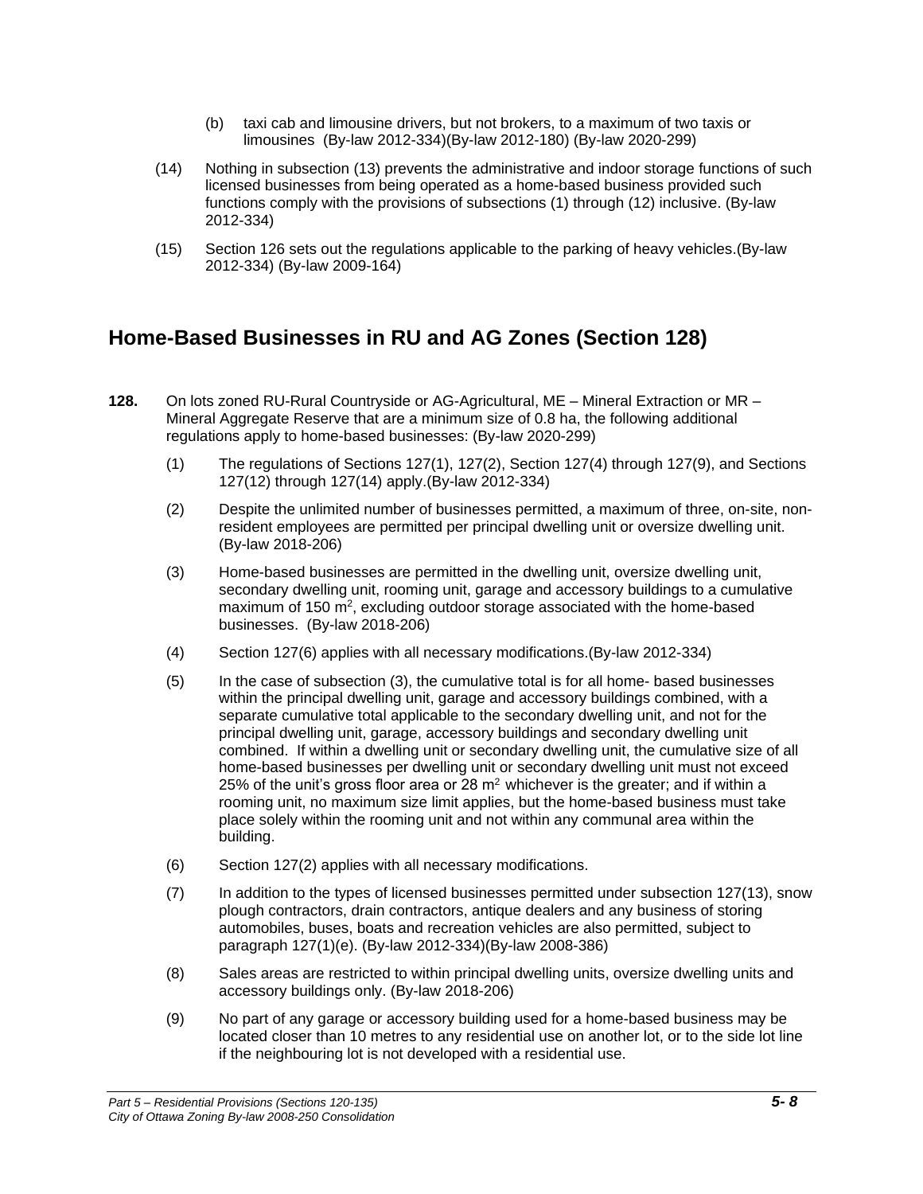(b) taxi cab and limousine drivers, but not brokers, to a maximum of two taxis or limousines (By-law 2012-334)(By-law 2012-180) (By-law 2020-299)

(14) Nothing in subsection (13) prevents the administrative and indoor storage functions of such licensed businesses from being operated as a home-based business provided such functions comply with the provisions of subsections (1) through (12) inclusive. (By-law 2012-334)

(15) Section 126 sets out the regulations applicable to the parking of heavy vehicles.(By-law 2012-334) (By-law 2009-164)

## Home-Based Businesses in RU and AG Zones (Section 128)

**128.** On lots zoned RU-Rural Countryside or AG-Agricultural, ME – Mineral Extraction or MR – Mineral Aggregate Reserve that are a minimum size of 0.8 ha, the following additional regulations apply to home-based businesses: (By-law 2020-299)

(1) The regulations of Sections 127(1), 127(2), Section 127(4) through 127(9), and Sections 127(12) through 127(14) apply.(By-law 2012-334)

(2) Despite the unlimited number of businesses permitted, a maximum of three, on-site, non-resident employees are permitted per principal dwelling unit or oversize dwelling unit. (By-law 2018-206)

(3) Home-based businesses are permitted in the dwelling unit, oversize dwelling unit, secondary dwelling unit, rooming unit, garage and accessory buildings to a cumulative maximum of 150 $m^2$, excluding outdoor storage associated with the home-based businesses. (By-law 2018-206)

(4) Section 127(6) applies with all necessary modifications.(By-law 2012-334)

(5) In the case of subsection (3), the cumulative total is for all home- based businesses within the principal dwelling unit, garage and accessory buildings combined, with a separate cumulative total applicable to the secondary dwelling unit, and not for the principal dwelling unit, garage, accessory buildings and secondary dwelling unit combined. If within a dwelling unit or secondary dwelling unit, the cumulative size of all home-based businesses per dwelling unit or secondary dwelling unit must not exceed 25% of the unit's gross floor area or 28 $m^2$ whichever is the greater; and if within a rooming unit, no maximum size limit applies, but the home-based business must take place solely within the rooming unit and not within any communal area within the building.

(6) Section 127(2) applies with all necessary modifications.

(7) In addition to the types of licensed businesses permitted under subsection 127(13), snow plough contractors, drain contractors, antique dealers and any business of storing automobiles, buses, boats and recreation vehicles are also permitted, subject to paragraph 127(1)(e). (By-law 2012-334)(By-law 2008-386)

(8) Sales areas are restricted to within principal dwelling units, oversize dwelling units and accessory buildings only. (By-law 2018-206)

(9) No part of any garage or accessory building used for a home-based business may be located closer than 10 metres to any residential use on another lot, or to the side lot line if the neighbouring lot is not developed with a residential use.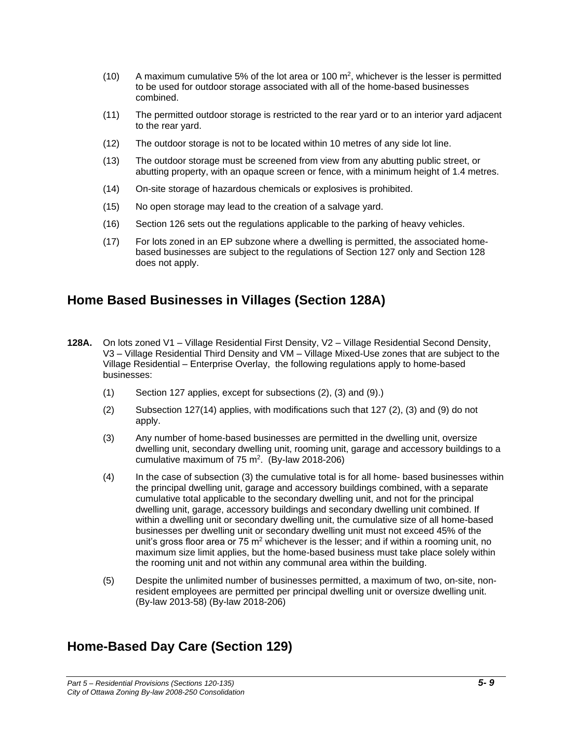(10) A maximum cumulative 5% of the lot area or 100 $m^2$, whichever is the lesser is permitted to be used for outdoor storage associated with all of the home-based businesses combined.

(11) The permitted outdoor storage is restricted to the rear yard or to an interior yard adjacent to the rear yard.

(12) The outdoor storage is not to be located within 10 metres of any side lot line.

(13) The outdoor storage must be screened from view from any abutting public street, or abutting property, with an opaque screen or fence, with a minimum height of 1.4 metres.

(14) On-site storage of hazardous chemicals or explosives is prohibited.

(15) No open storage may lead to the creation of a salvage yard.

(16) Section 126 sets out the regulations applicable to the parking of heavy vehicles.

(17) For lots zoned in an EP subzone where a dwelling is permitted, the associated home-based businesses are subject to the regulations of Section 127 only and Section 128 does not apply.

## Home Based Businesses in Villages (Section 128A)

**128A.** On lots zoned V1 – Village Residential First Density, V2 – Village Residential Second Density, V3 – Village Residential Third Density and VM – Village Mixed-Use zones that are subject to the Village Residential – Enterprise Overlay, the following regulations apply to home-based businesses:

(1) Section 127 applies, except for subsections (2), (3) and (9).)

(2) Subsection 127(14) applies, with modifications such that 127 (2), (3) and (9) do not apply.

(3) Any number of home-based businesses are permitted in the dwelling unit, oversize dwelling unit, secondary dwelling unit, rooming unit, garage and accessory buildings to a cumulative maximum of 75 $m^2$. (By-law 2018-206)

(4) In the case of subsection (3) the cumulative total is for all home- based businesses within the principal dwelling unit, garage and accessory buildings combined, with a separate cumulative total applicable to the secondary dwelling unit, and not for the principal dwelling unit, garage, accessory buildings and secondary dwelling unit combined. If within a dwelling unit or secondary dwelling unit, the cumulative size of all home-based businesses per dwelling unit or secondary dwelling unit must not exceed 45% of the unit's gross floor area or 75 $m^2$ whichever is the lesser; and if within a rooming unit, no maximum size limit applies, but the home-based business must take place solely within the rooming unit and not within any communal area within the building.

(5) Despite the unlimited number of businesses permitted, a maximum of two, on-site, non-resident employees are permitted per principal dwelling unit or oversize dwelling unit. (By-law 2013-58) (By-law 2018-206)

## Home-Based Day Care (Section 129)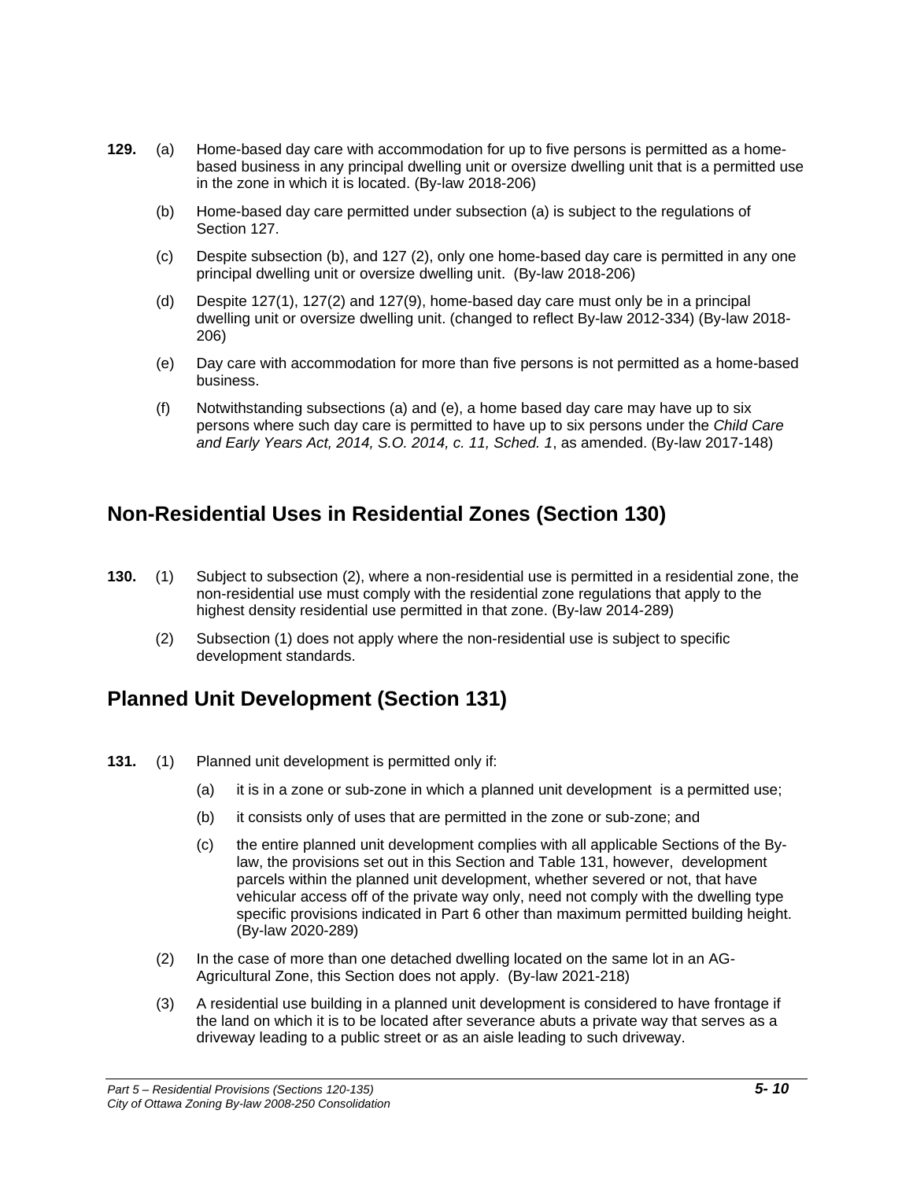**129.** (a) Home-based day care with accommodation for up to five persons is permitted as a home-based business in any principal dwelling unit or oversize dwelling unit that is a permitted use in the zone in which it is located. (By-law 2018-206)

(b) Home-based day care permitted under subsection (a) is subject to the regulations of Section 127.

(c) Despite subsection (b), and 127 (2), only one home-based day care is permitted in any one principal dwelling unit or oversize dwelling unit. (By-law 2018-206)

(d) Despite 127(1), 127(2) and 127(9), home-based day care must only be in a principal dwelling unit or oversize dwelling unit. (changed to reflect By-law 2012-334) (By-law 2018-206)

(e) Day care with accommodation for more than five persons is not permitted as a home-based business.

(f) Notwithstanding subsections (a) and (e), a home based day care may have up to six persons where such day care is permitted to have up to six persons under the *Child Care and Early Years Act, 2014, S.O. 2014, c. 11, Sched. 1*, as amended. (By-law 2017-148)

## Non-Residential Uses in Residential Zones (Section 130)

**130.** (1) Subject to subsection (2), where a non-residential use is permitted in a residential zone, the non-residential use must comply with the residential zone regulations that apply to the highest density residential use permitted in that zone. (By-law 2014-289)

(2) Subsection (1) does not apply where the non-residential use is subject to specific development standards.

## Planned Unit Development (Section 131)

**131.** (1) Planned unit development is permitted only if:

(a) it is in a zone or sub-zone in which a planned unit development is a permitted use;

(b) it consists only of uses that are permitted in the zone or sub-zone; and

(c) the entire planned unit development complies with all applicable Sections of the By-law, the provisions set out in this Section and Table 131, however, development parcels within the planned unit development, whether severed or not, that have vehicular access off of the private way only, need not comply with the dwelling type specific provisions indicated in Part 6 other than maximum permitted building height. (By-law 2020-289)

(2) In the case of more than one detached dwelling located on the same lot in an AG-Agricultural Zone, this Section does not apply. (By-law 2021-218)

(3) A residential use building in a planned unit development is considered to have frontage if the land on which it is to be located after severance abuts a private way that serves as a driveway leading to a public street or as an aisle leading to such driveway.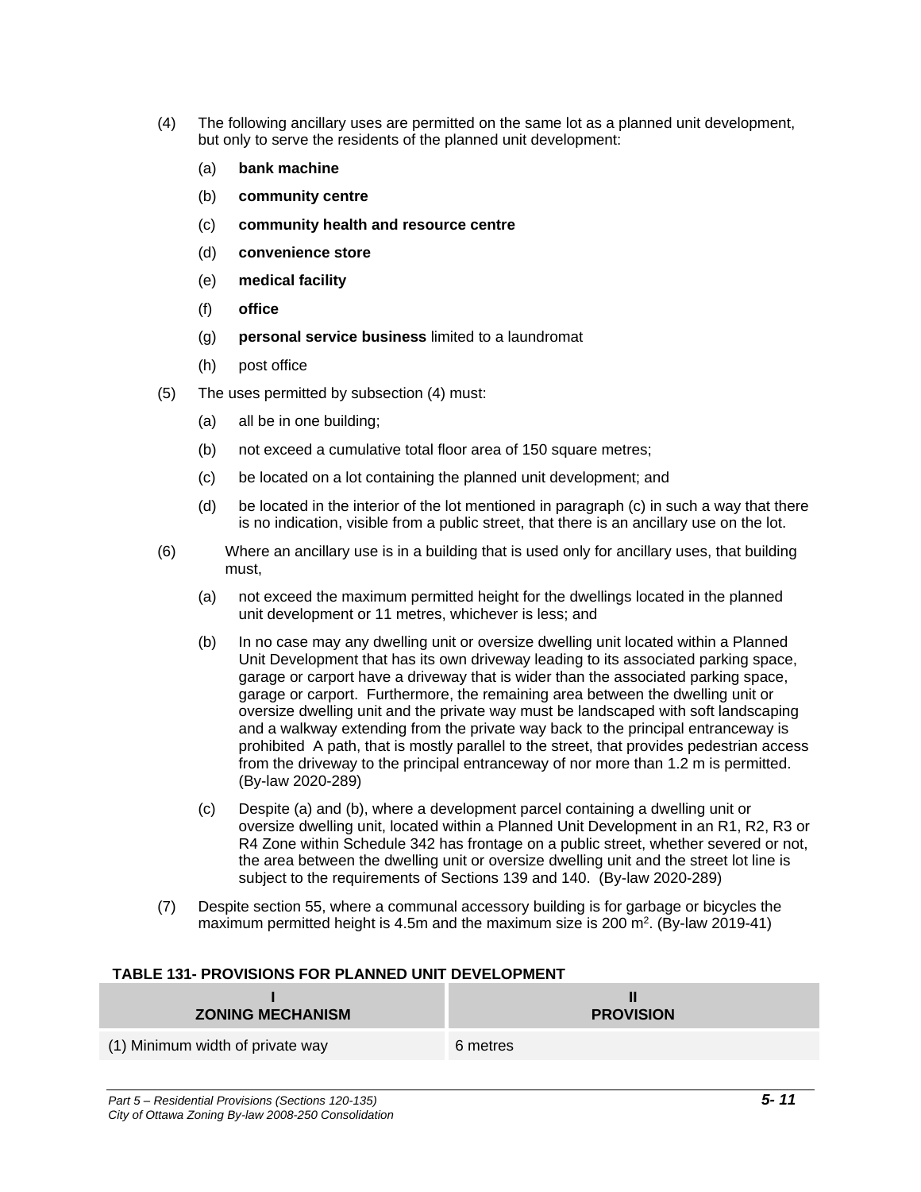(4) The following ancillary uses are permitted on the same lot as a planned unit development, but only to serve the residents of the planned unit development:

(a) **bank machine**

(b) **community centre**

(c) **community health and resource centre**

(d) **convenience store**

(e) **medical facility**

(f) **office**

(g) **personal service business** limited to a laundromat

(h) post office

(5) The uses permitted by subsection (4) must:

(a) all be in one building;

(b) not exceed a cumulative total floor area of 150 square metres;

(c) be located on a lot containing the planned unit development; and

(d) be located in the interior of the lot mentioned in paragraph (c) in such a way that there is no indication, visible from a public street, that there is an ancillary use on the lot.

(6) Where an ancillary use is in a building that is used only for ancillary uses, that building must,

(a) not exceed the maximum permitted height for the dwellings located in the planned unit development or 11 metres, whichever is less; and

(b) In no case may any dwelling unit or oversize dwelling unit located within a Planned Unit Development that has its own driveway leading to its associated parking space, garage or carport have a driveway that is wider than the associated parking space, garage or carport. Furthermore, the remaining area between the dwelling unit or oversize dwelling unit and the private way must be landscaped with soft landscaping and a walkway extending from the private way back to the principal entranceway is prohibited A path, that is mostly parallel to the street, that provides pedestrian access from the driveway to the principal entranceway of nor more than 1.2 m is permitted. (By-law 2020-289)

(c) Despite (a) and (b), where a development parcel containing a dwelling unit or oversize dwelling unit, located within a Planned Unit Development in an R1, R2, R3 or R4 Zone within Schedule 342 has frontage on a public street, whether severed or not, the area between the dwelling unit or oversize dwelling unit and the street lot line is subject to the requirements of Sections 139 and 140. (By-law 2020-289)

(7) Despite section 55, where a communal accessory building is for garbage or bicycles the maximum permitted height is 4.5m and the maximum size is 200 $m^2$. (By-law 2019-41)

**TABLE 131- PROVISIONS FOR PLANNED UNIT DEVELOPMENT**

| I<br>ZONING MECHANISM | II<br>PROVISION |
|---|---|
| (1) Minimum width of private way | 6 metres |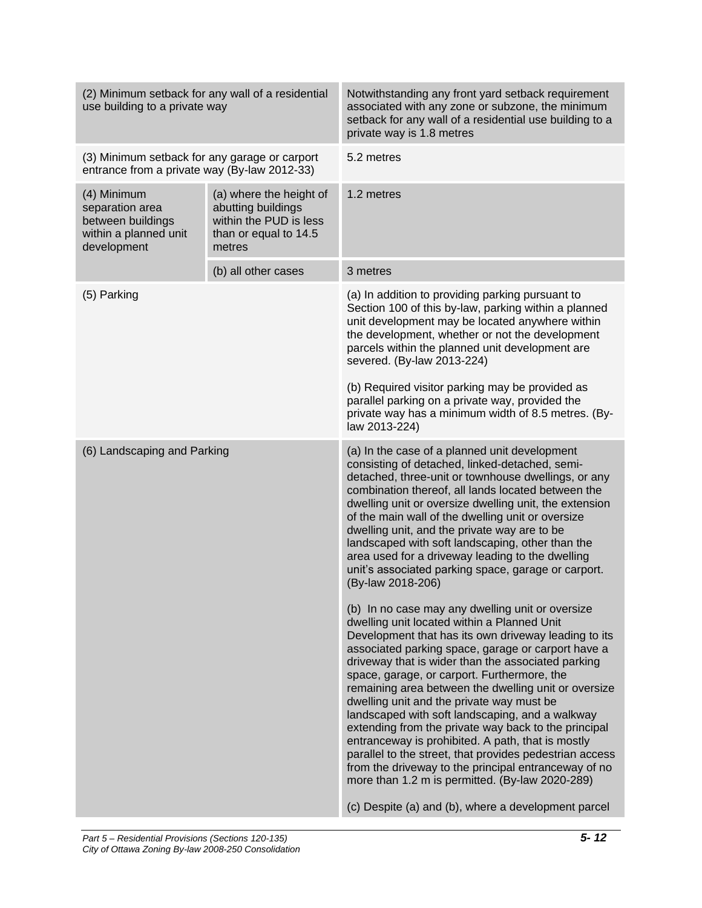| | | |
|---|---|---|
| (2) Minimum setback for any wall of a residential use building to a private way | | Notwithstanding any front yard setback requirement associated with any zone or subzone, the minimum setback for any wall of a residential use building to a private way is 1.8 metres |
| (3) Minimum setback for any garage or carport entrance from a private way (By-law 2012-33) | | 5.2 metres |
| (4) Minimum separation area between buildings within a planned unit development | (a) where the height of abutting buildings within the PUD is less than or equal to 14.5 metres | 1.2 metres |
| | (b) all other cases | 3 metres |
| (5) Parking | | (a) In addition to providing parking pursuant to Section 100 of this by-law, parking within a planned unit development may be located anywhere within the development, whether or not the development parcels within the planned unit development are severed. (By-law 2013-224)<br><br>(b) Required visitor parking may be provided as parallel parking on a private way, provided the private way has a minimum width of 8.5 metres. (By-law 2013-224) |
| (6) Landscaping and Parking | | (a) In the case of a planned unit development consisting of detached, linked-detached, semi-detached, three-unit or townhouse dwellings, or any combination thereof, all lands located between the dwelling unit or oversize dwelling unit, the extension of the main wall of the dwelling unit or oversize dwelling unit, and the private way are to be landscaped with soft landscaping, other than the area used for a driveway leading to the dwelling unit's associated parking space, garage or carport. (By-law 2018-206)<br><br>(b) In no case may any dwelling unit or oversize dwelling unit located within a Planned Unit Development that has its own driveway leading to its associated parking space, garage or carport have a driveway that is wider than the associated parking space, garage, or carport. Furthermore, the remaining area between the dwelling unit or oversize dwelling unit and the private way must be landscaped with soft landscaping, and a walkway extending from the private way back to the principal entranceway is prohibited. A path, that is mostly parallel to the street, that provides pedestrian access from the driveway to the principal entranceway of no more than 1.2 m is permitted. (By-law 2020-289)<br><br>(c) Despite (a) and (b), where a development parcel |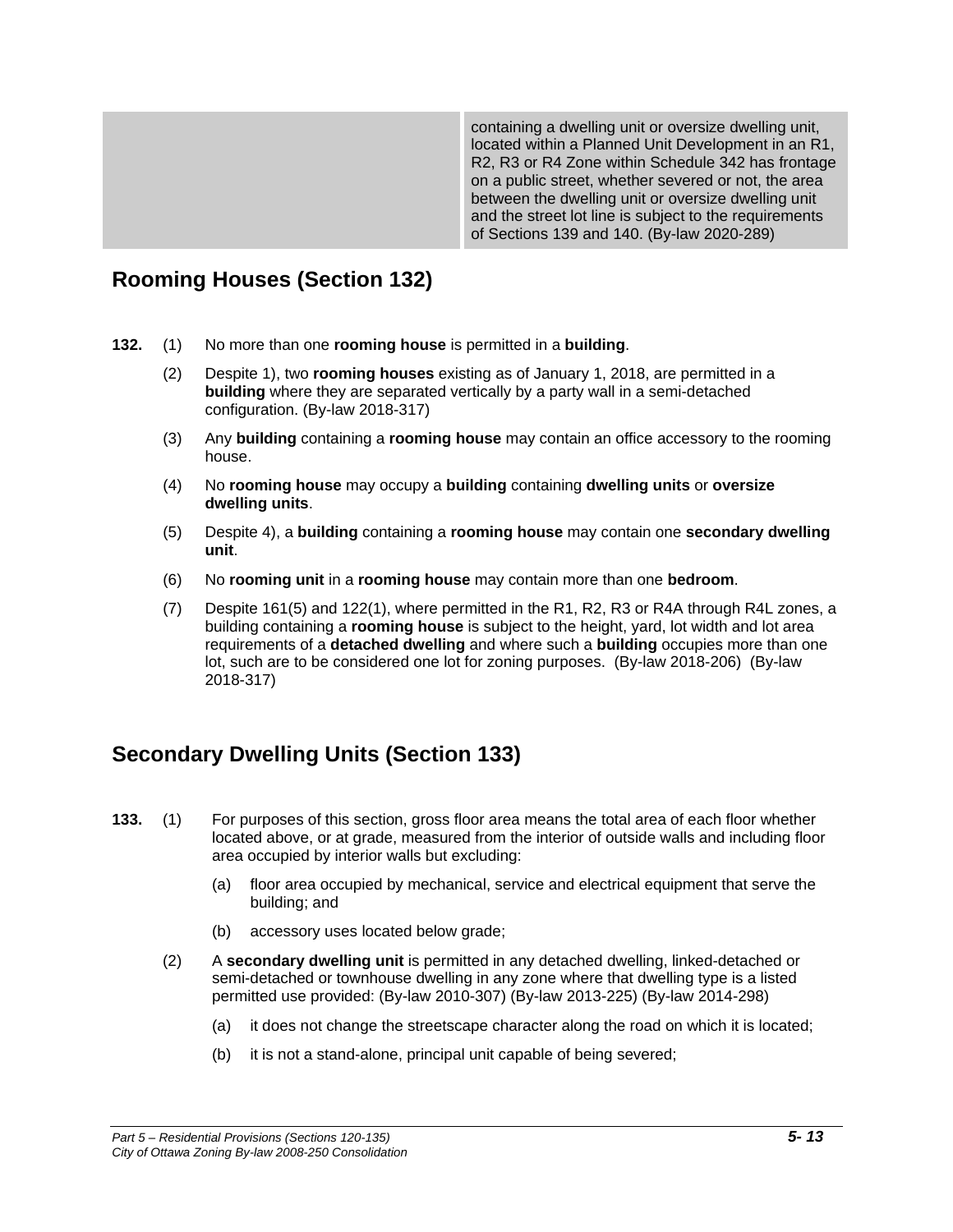| | containing a dwelling unit or oversize dwelling unit, located within a Planned Unit Development in an R1, R2, R3 or R4 Zone within Schedule 342 has frontage on a public street, whether severed or not, the area between the dwelling unit or oversize dwelling unit and the street lot line is subject to the requirements of Sections 139 and 140. (By-law 2020-289) |
|---|---|

## Rooming Houses (Section 132)

**132.** (1) No more than one **rooming house** is permitted in a **building**.

(2) Despite 1), two **rooming houses** existing as of January 1, 2018, are permitted in a **building** where they are separated vertically by a party wall in a semi-detached configuration. (By-law 2018-317)

(3) Any **building** containing a **rooming house** may contain an office accessory to the rooming house.

(4) No **rooming house** may occupy a **building** containing **dwelling units** or **oversize dwelling units**.

(5) Despite 4), a **building** containing a **rooming house** may contain one **secondary dwelling unit**.

(6) No **rooming unit** in a **rooming house** may contain more than one **bedroom**.

(7) Despite 161(5) and 122(1), where permitted in the R1, R2, R3 or R4A through R4L zones, a building containing a **rooming house** is subject to the height, yard, lot width and lot area requirements of a **detached dwelling** and where such a **building** occupies more than one lot, such are to be considered one lot for zoning purposes. (By-law 2018-206) (By-law 2018-317)

## Secondary Dwelling Units (Section 133)

**133.** (1) For purposes of this section, gross floor area means the total area of each floor whether located above, or at grade, measured from the interior of outside walls and including floor area occupied by interior walls but excluding:

(a) floor area occupied by mechanical, service and electrical equipment that serve the building; and

(b) accessory uses located below grade;

(2) A **secondary dwelling unit** is permitted in any detached dwelling, linked-detached or semi-detached or townhouse dwelling in any zone where that dwelling type is a listed permitted use provided: (By-law 2010-307) (By-law 2013-225) (By-law 2014-298)

(a) it does not change the streetscape character along the road on which it is located;

(b) it is not a stand-alone, principal unit capable of being severed;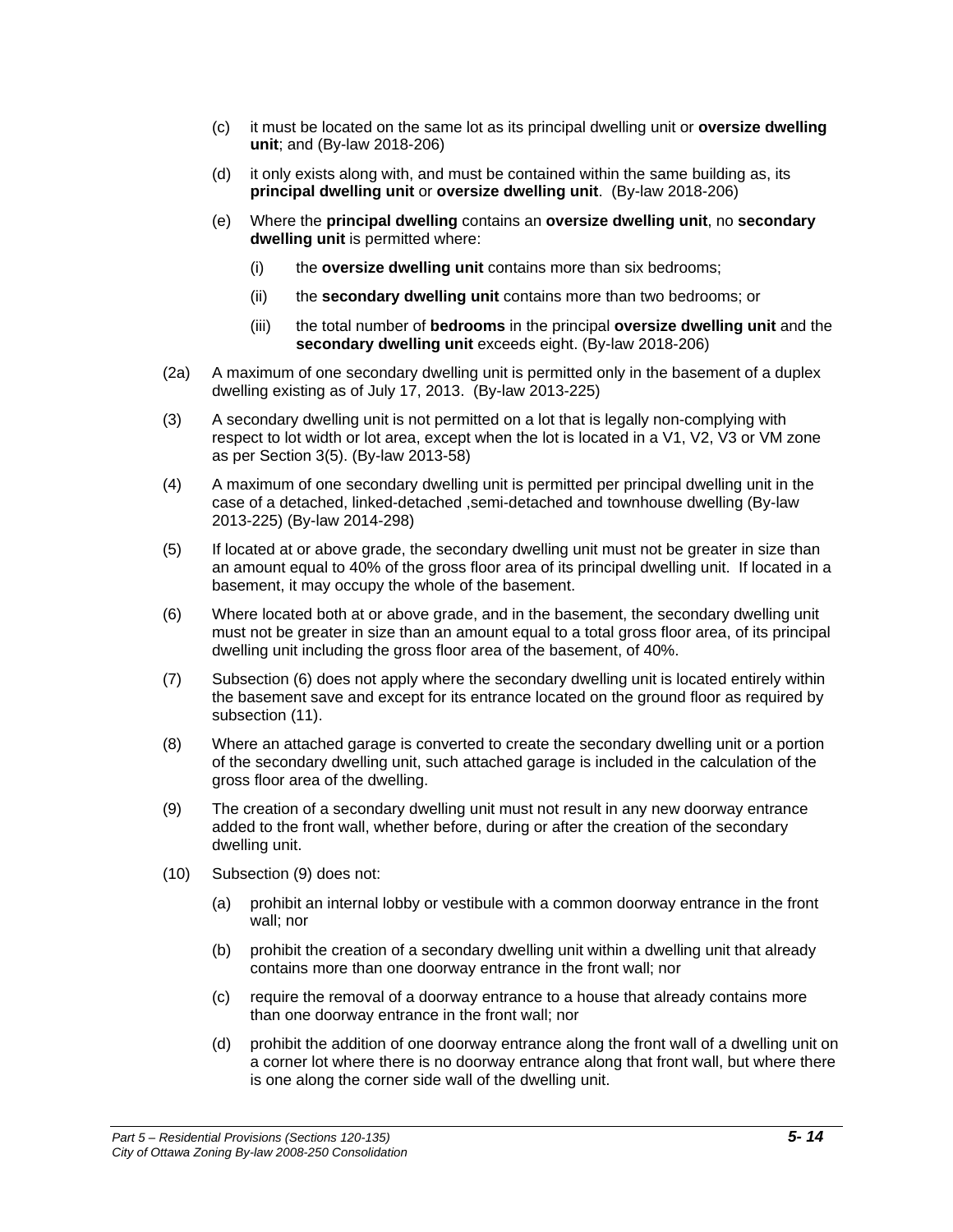(c) it must be located on the same lot as its principal dwelling unit or **oversize dwelling unit**; and (By-law 2018-206)

(d) it only exists along with, and must be contained within the same building as, its **principal dwelling unit** or **oversize dwelling unit**. (By-law 2018-206)

(e) Where the **principal dwelling** contains an **oversize dwelling unit**, no **secondary dwelling unit** is permitted where:

(i) the **oversize dwelling unit** contains more than six bedrooms;

(ii) the **secondary dwelling unit** contains more than two bedrooms; or

(iii) the total number of **bedrooms** in the principal **oversize dwelling unit** and the **secondary dwelling unit** exceeds eight. (By-law 2018-206)

(2a) A maximum of one secondary dwelling unit is permitted only in the basement of a duplex dwelling existing as of July 17, 2013. (By-law 2013-225)

(3) A secondary dwelling unit is not permitted on a lot that is legally non-complying with respect to lot width or lot area, except when the lot is located in a V1, V2, V3 or VM zone as per Section 3(5). (By-law 2013-58)

(4) A maximum of one secondary dwelling unit is permitted per principal dwelling unit in the case of a detached, linked-detached ,semi-detached and townhouse dwelling (By-law 2013-225) (By-law 2014-298)

(5) If located at or above grade, the secondary dwelling unit must not be greater in size than an amount equal to 40% of the gross floor area of its principal dwelling unit. If located in a basement, it may occupy the whole of the basement.

(6) Where located both at or above grade, and in the basement, the secondary dwelling unit must not be greater in size than an amount equal to a total gross floor area, of its principal dwelling unit including the gross floor area of the basement, of 40%.

(7) Subsection (6) does not apply where the secondary dwelling unit is located entirely within the basement save and except for its entrance located on the ground floor as required by subsection (11).

(8) Where an attached garage is converted to create the secondary dwelling unit or a portion of the secondary dwelling unit, such attached garage is included in the calculation of the gross floor area of the dwelling.

(9) The creation of a secondary dwelling unit must not result in any new doorway entrance added to the front wall, whether before, during or after the creation of the secondary dwelling unit.

(10) Subsection (9) does not:

(a) prohibit an internal lobby or vestibule with a common doorway entrance in the front wall; nor

(b) prohibit the creation of a secondary dwelling unit within a dwelling unit that already contains more than one doorway entrance in the front wall; nor

(c) require the removal of a doorway entrance to a house that already contains more than one doorway entrance in the front wall; nor

(d) prohibit the addition of one doorway entrance along the front wall of a dwelling unit on a corner lot where there is no doorway entrance along that front wall, but where there is one along the corner side wall of the dwelling unit.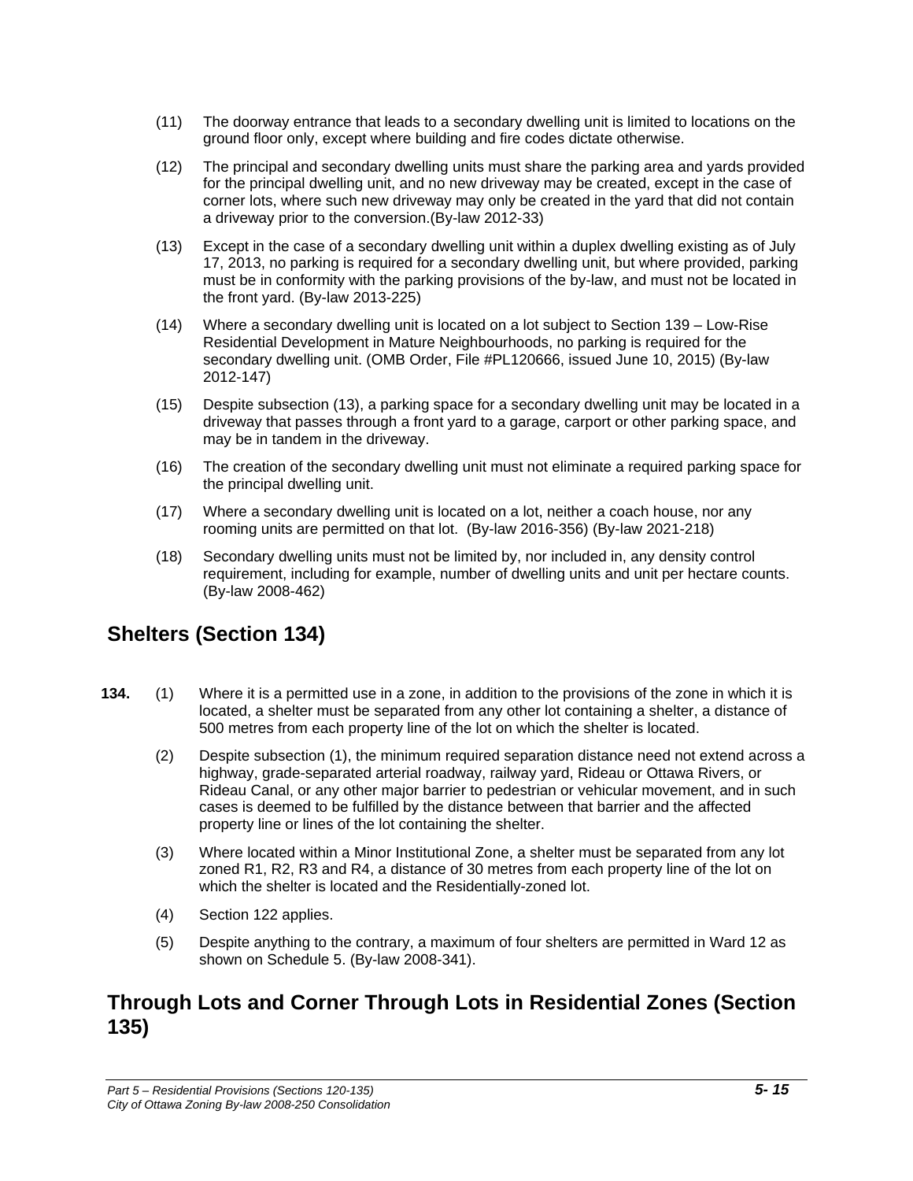(11) The doorway entrance that leads to a secondary dwelling unit is limited to locations on the ground floor only, except where building and fire codes dictate otherwise.

(12) The principal and secondary dwelling units must share the parking area and yards provided for the principal dwelling unit, and no new driveway may be created, except in the case of corner lots, where such new driveway may only be created in the yard that did not contain a driveway prior to the conversion.(By-law 2012-33)

(13) Except in the case of a secondary dwelling unit within a duplex dwelling existing as of July 17, 2013, no parking is required for a secondary dwelling unit, but where provided, parking must be in conformity with the parking provisions of the by-law, and must not be located in the front yard. (By-law 2013-225)

(14) Where a secondary dwelling unit is located on a lot subject to Section 139 – Low-Rise Residential Development in Mature Neighbourhoods, no parking is required for the secondary dwelling unit. (OMB Order, File #PL120666, issued June 10, 2015) (By-law 2012-147)

(15) Despite subsection (13), a parking space for a secondary dwelling unit may be located in a driveway that passes through a front yard to a garage, carport or other parking space, and may be in tandem in the driveway.

(16) The creation of the secondary dwelling unit must not eliminate a required parking space for the principal dwelling unit.

(17) Where a secondary dwelling unit is located on a lot, neither a coach house, nor any rooming units are permitted on that lot. (By-law 2016-356) (By-law 2021-218)

(18) Secondary dwelling units must not be limited by, nor included in, any density control requirement, including for example, number of dwelling units and unit per hectare counts. (By-law 2008-462)

## Shelters (Section 134)

**134.** (1) Where it is a permitted use in a zone, in addition to the provisions of the zone in which it is located, a shelter must be separated from any other lot containing a shelter, a distance of 500 metres from each property line of the lot on which the shelter is located.

(2) Despite subsection (1), the minimum required separation distance need not extend across a highway, grade-separated arterial roadway, railway yard, Rideau or Ottawa Rivers, or Rideau Canal, or any other major barrier to pedestrian or vehicular movement, and in such cases is deemed to be fulfilled by the distance between that barrier and the affected property line or lines of the lot containing the shelter.

(3) Where located within a Minor Institutional Zone, a shelter must be separated from any lot zoned R1, R2, R3 and R4, a distance of 30 metres from each property line of the lot on which the shelter is located and the Residentially-zoned lot.

(4) Section 122 applies.

(5) Despite anything to the contrary, a maximum of four shelters are permitted in Ward 12 as shown on Schedule 5. (By-law 2008-341).

## Through Lots and Corner Through Lots in Residential Zones (Section 135)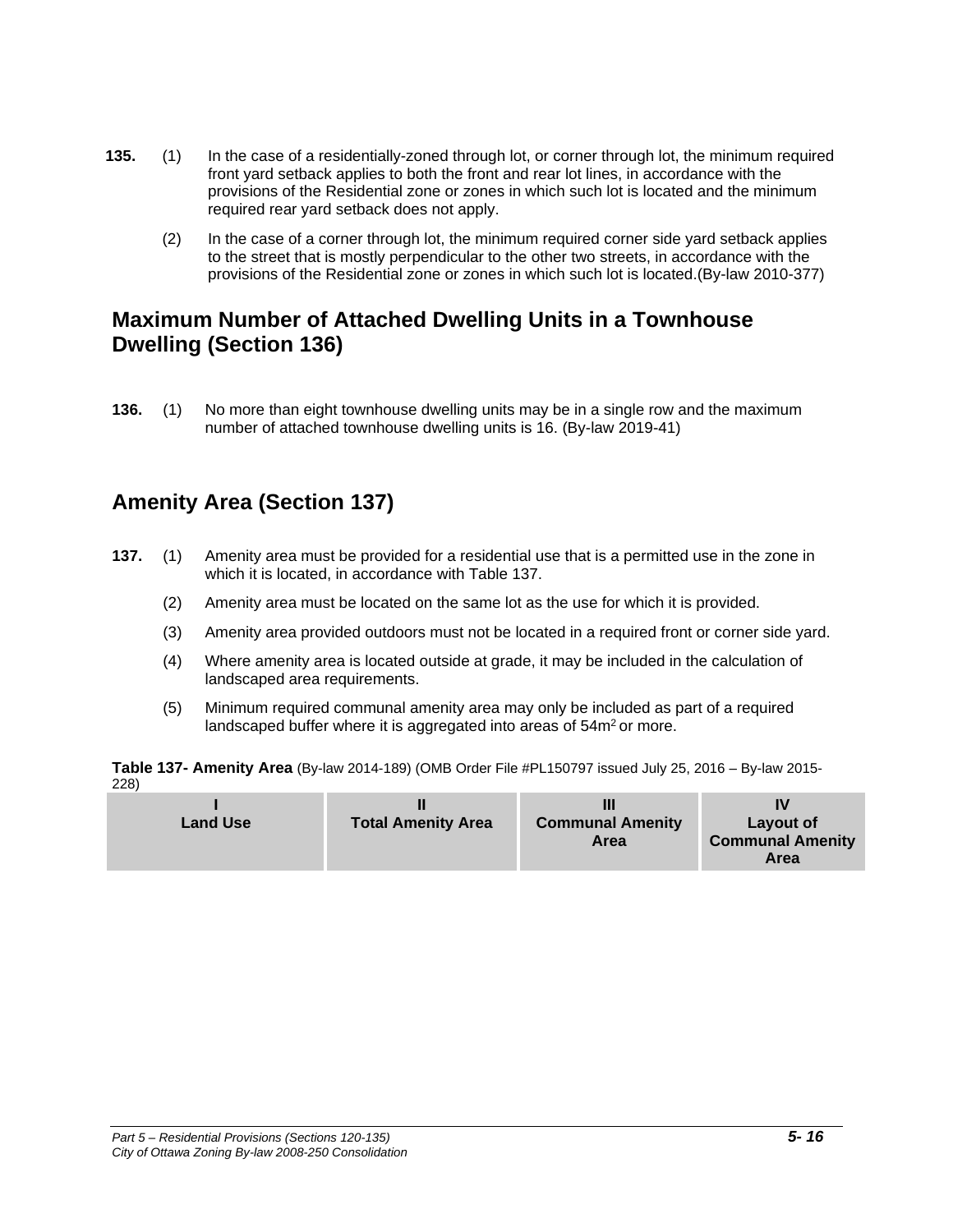**135.** (1) In the case of a residentially-zoned through lot, or corner through lot, the minimum required front yard setback applies to both the front and rear lot lines, in accordance with the provisions of the Residential zone or zones in which such lot is located and the minimum required rear yard setback does not apply.

(2) In the case of a corner through lot, the minimum required corner side yard setback applies to the street that is mostly perpendicular to the other two streets, in accordance with the provisions of the Residential zone or zones in which such lot is located.(By-law 2010-377)

## Maximum Number of Attached Dwelling Units in a Townhouse Dwelling (Section 136)

**136.** (1) No more than eight townhouse dwelling units may be in a single row and the maximum number of attached townhouse dwelling units is 16. (By-law 2019-41)

## Amenity Area (Section 137)

**137.** (1) Amenity area must be provided for a residential use that is a permitted use in the zone in which it is located, in accordance with Table 137.

(2) Amenity area must be located on the same lot as the use for which it is provided.

(3) Amenity area provided outdoors must not be located in a required front or corner side yard.

(4) Where amenity area is located outside at grade, it may be included in the calculation of landscaped area requirements.

(5) Minimum required communal amenity area may only be included as part of a required landscaped buffer where it is aggregated into areas of $54m^2$ or more.

**Table 137- Amenity Area** (By-law 2014-189) (OMB Order File #PL150797 issued July 25, 2016 – By-law 2015-228)

| I<br>Land Use | II<br>Total Amenity Area | III<br>Communal Amenity Area | IV<br>Layout of Communal Amenity Area |
|---|---|---|---|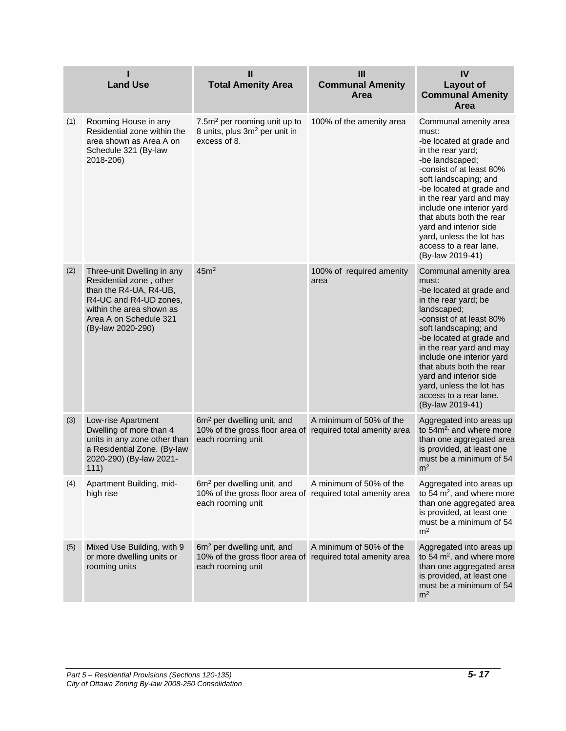| | I<br>Land Use | II<br>Total Amenity Area | III<br>Communal Amenity Area | IV<br>Layout of Communal Amenity Area |
|---|---|---|---|---|
| (1) | Rooming House in any Residential zone within the area shown as Area A on Schedule 321 (By-law 2018-206) | 7.5m$^2$ per rooming unit up to 8 units, plus 3m$^2$ per unit in excess of 8. | 100% of the amenity area | Communal amenity area must:<br>-be located at grade and in the rear yard;<br>-be landscaped;<br>-consist of at least 80% soft landscaping; and<br>-be located at grade and in the rear yard and may include one interior yard that abuts both the rear yard and interior side yard, unless the lot has access to a rear lane. (By-law 2019-41) |
| (2) | Three-unit Dwelling in any Residential zone , other than the R4-UA, R4-UB, R4-UC and R4-UD zones, within the area shown as Area A on Schedule 321 (By-law 2020-290) | 45m$^2$ | 100% of required amenity area | Communal amenity area must:<br>-be located at grade and in the rear yard; be landscaped;<br>-consist of at least 80% soft landscaping; and<br>-be located at grade and in the rear yard and may include one interior yard that abuts both the rear yard and interior side yard, unless the lot has access to a rear lane. (By-law 2019-41) |
| (3) | Low-rise Apartment Dwelling of more than 4 units in any zone other than a Residential Zone. (By-law 2020-290) (By-law 2021-111) | 6m$^2$ per dwelling unit, and 10% of the gross floor area of each rooming unit | A minimum of 50% of the required total amenity area | Aggregated into areas up to 54m$^2$, and where more than one aggregated area is provided, at least one must be a minimum of 54 m$^2$ |
| (4) | Apartment Building, mid-high rise | 6m$^2$ per dwelling unit, and 10% of the gross floor area of each rooming unit | A minimum of 50% of the required total amenity area | Aggregated into areas up to 54 m$^2$, and where more than one aggregated area is provided, at least one must be a minimum of 54 m$^2$ |
| (5) | Mixed Use Building, with 9 or more dwelling units or rooming units | 6m$^2$ per dwelling unit, and 10% of the gross floor area of each rooming unit | A minimum of 50% of the required total amenity area | Aggregated into areas up to 54 m$^2$, and where more than one aggregated area is provided, at least one must be a minimum of 54 m$^2$ |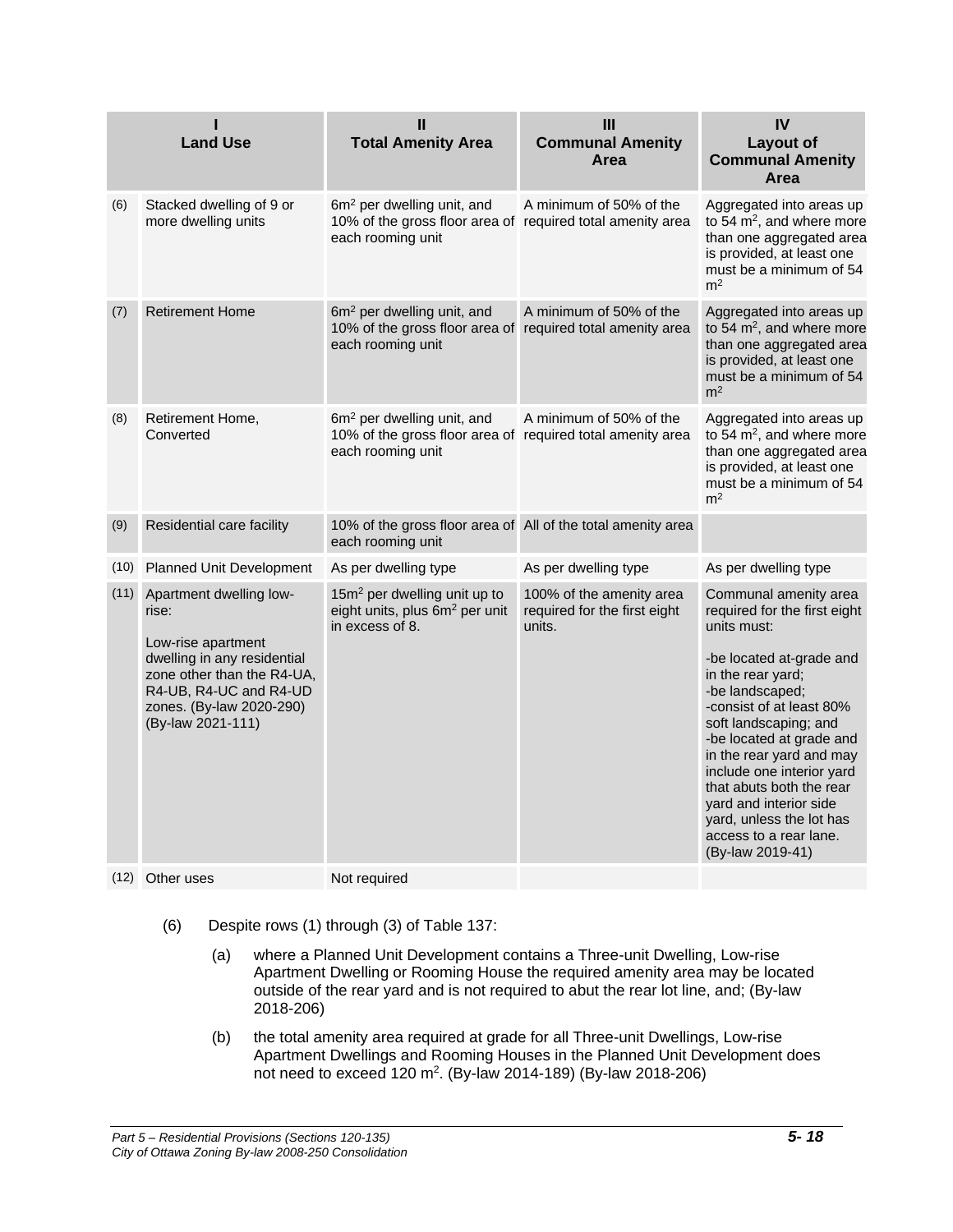| | I<br>Land Use | II<br>Total Amenity Area | III<br>Communal Amenity Area | IV<br>Layout of Communal Amenity Area |
|---|---|---|---|---|
| (6) | Stacked dwelling of 9 or more dwelling units | 6m$^2$ per dwelling unit, and 10% of the gross floor area of each rooming unit | A minimum of 50% of the required total amenity area | Aggregated into areas up to 54 m$^2$, and where more than one aggregated area is provided, at least one must be a minimum of 54 m$^2$ |
| (7) | Retirement Home | 6m$^2$ per dwelling unit, and 10% of the gross floor area of each rooming unit | A minimum of 50% of the required total amenity area | Aggregated into areas up to 54 m$^2$, and where more than one aggregated area is provided, at least one must be a minimum of 54 m$^2$ |
| (8) | Retirement Home, Converted | 6m$^2$ per dwelling unit, and 10% of the gross floor area of each rooming unit | A minimum of 50% of the required total amenity area | Aggregated into areas up to 54 m$^2$, and where more than one aggregated area is provided, at least one must be a minimum of 54 m$^2$ |
| (9) | Residential care facility | 10% of the gross floor area of each rooming unit | All of the total amenity area | |
| (10) | Planned Unit Development | As per dwelling type | As per dwelling type | As per dwelling type |
| (11) | Apartment dwelling low-rise:<br><br>Low-rise apartment dwelling in any residential zone other than the R4-UA, R4-UB, R4-UC and R4-UD zones. (By-law 2020-290) (By-law 2021-111) | 15m$^2$ per dwelling unit up to eight units, plus 6m$^2$ per unit in excess of 8. | 100% of the amenity area required for the first eight units. | Communal amenity area required for the first eight units must:<br><br>-be located at-grade and in the rear yard;<br>-be landscaped;<br>-consist of at least 80% soft landscaping; and<br>-be located at grade and in the rear yard and may include one interior yard that abuts both the rear yard and interior side yard, unless the lot has access to a rear lane. (By-law 2019-41) |
| (12) | Other uses | Not required | | |

(6) Despite rows (1) through (3) of Table 137:

(a) where a Planned Unit Development contains a Three-unit Dwelling, Low-rise Apartment Dwelling or Rooming House the required amenity area may be located outside of the rear yard and is not required to abut the rear lot line, and; (By-law 2018-206)

(b) the total amenity area required at grade for all Three-unit Dwellings, Low-rise Apartment Dwellings and Rooming Houses in the Planned Unit Development does not need to exceed 120 m$^2$. (By-law 2014-189) (By-law 2018-206)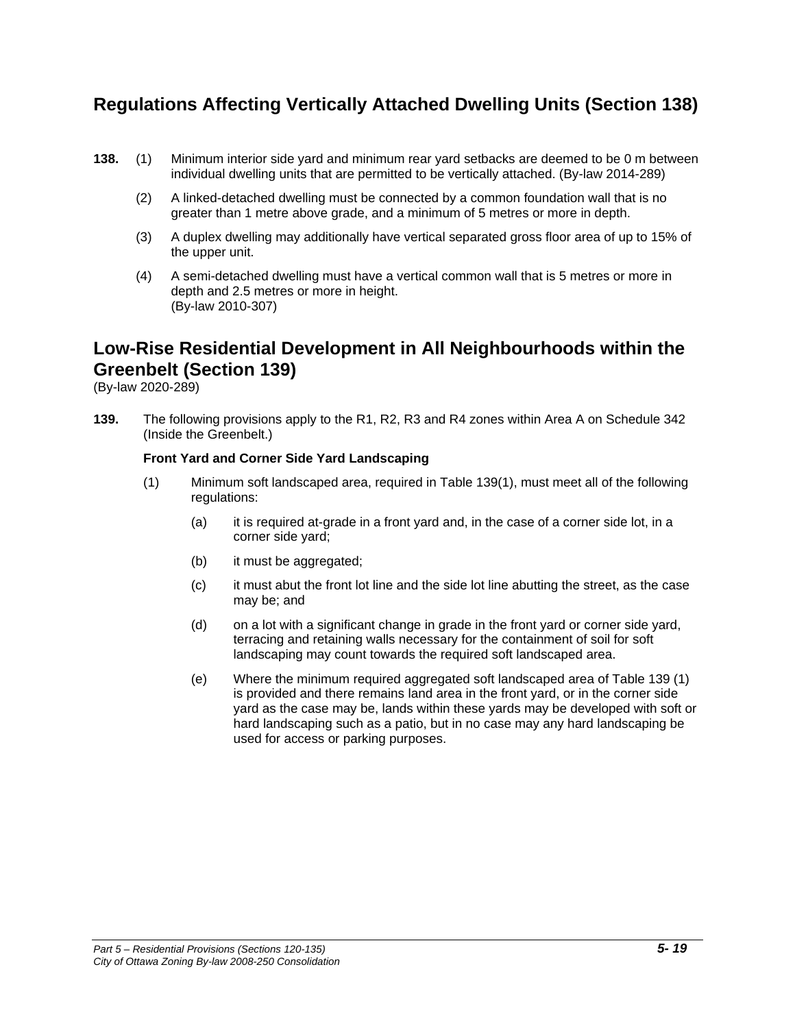## Regulations Affecting Vertically Attached Dwelling Units (Section 138)

**138.** (1) Minimum interior side yard and minimum rear yard setbacks are deemed to be 0 m between individual dwelling units that are permitted to be vertically attached. (By-law 2014-289)

(2) A linked-detached dwelling must be connected by a common foundation wall that is no greater than 1 metre above grade, and a minimum of 5 metres or more in depth.

(3) A duplex dwelling may additionally have vertical separated gross floor area of up to 15% of the upper unit.

(4) A semi-detached dwelling must have a vertical common wall that is 5 metres or more in depth and 2.5 metres or more in height.
(By-law 2010-307)

## Low-Rise Residential Development in All Neighbourhoods within the Greenbelt (Section 139)

(By-law 2020-289)

**139.** The following provisions apply to the R1, R2, R3 and R4 zones within Area A on Schedule 342 (Inside the Greenbelt.)

**Front Yard and Corner Side Yard Landscaping**

(1) Minimum soft landscaped area, required in Table 139(1), must meet all of the following regulations:

(a) it is required at-grade in a front yard and, in the case of a corner side lot, in a corner side yard;

(b) it must be aggregated;

(c) it must abut the front lot line and the side lot line abutting the street, as the case may be; and

(d) on a lot with a significant change in grade in the front yard or corner side yard, terracing and retaining walls necessary for the containment of soil for soft landscaping may count towards the required soft landscaped area.

(e) Where the minimum required aggregated soft landscaped area of Table 139 (1) is provided and there remains land area in the front yard, or in the corner side yard as the case may be, lands within these yards may be developed with soft or hard landscaping such as a patio, but in no case may any hard landscaping be used for access or parking purposes.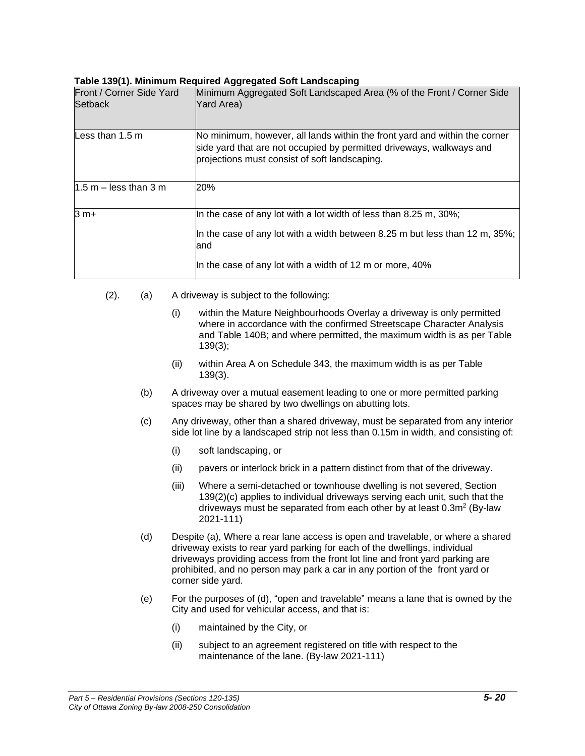**Table 139(1). Minimum Required Aggregated Soft Landscaping**

| Front / Corner Side Yard Setback | Minimum Aggregated Soft Landscaped Area (% of the Front / Corner Side Yard Area) |
|---|---|
| Less than 1.5 m | No minimum, however, all lands within the front yard and within the corner side yard that are not occupied by permitted driveways, walkways and projections must consist of soft landscaping. |
| 1.5 m – less than 3 m | 20% |
| 3 m+ | In the case of any lot with a lot width of less than 8.25 m, 30%; <br><br> In the case of any lot with a width between 8.25 m but less than 12 m, 35%; and <br><br> In the case of any lot with a width of 12 m or more, 40% |

(2). (a) A driveway is subject to the following:

- (i) within the Mature Neighbourhoods Overlay a driveway is only permitted where in accordance with the confirmed Streetscape Character Analysis and Table 140B; and where permitted, the maximum width is as per Table 139(3);
- (ii) within Area A on Schedule 343, the maximum width is as per Table 139(3).

(b) A driveway over a mutual easement leading to one or more permitted parking spaces may be shared by two dwellings on abutting lots.

(c) Any driveway, other than a shared driveway, must be separated from any interior side lot line by a landscaped strip not less than 0.15m in width, and consisting of:

- (i) soft landscaping, or
- (ii) pavers or interlock brick in a pattern distinct from that of the driveway.
- (iii) Where a semi-detached or townhouse dwelling is not severed, Section 139(2)(c) applies to individual driveways serving each unit, such that the driveways must be separated from each other by at least $0.3m^2$ (By-law 2021-111)

(d) Despite (a), Where a rear lane access is open and travelable, or where a shared driveway exists to rear yard parking for each of the dwellings, individual driveways providing access from the front lot line and front yard parking are prohibited, and no person may park a car in any portion of the front yard or corner side yard.

(e) For the purposes of (d), "open and travelable" means a lane that is owned by the City and used for vehicular access, and that is:

- (i) maintained by the City, or
- (ii) subject to an agreement registered on title with respect to the maintenance of the lane. (By-law 2021-111)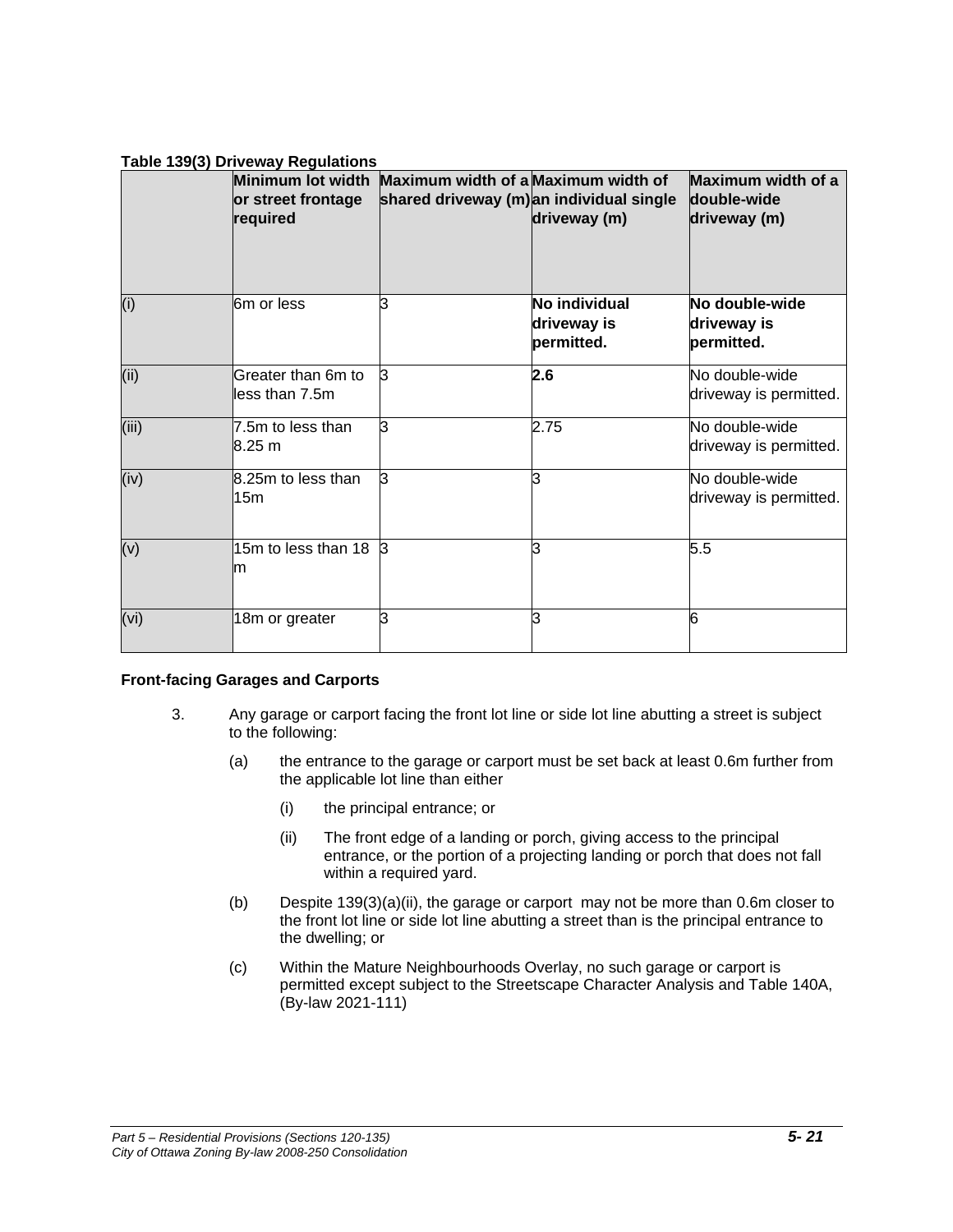**Table 139(3) Driveway Regulations**

| | Minimum lot width or street frontage required | Maximum width of a shared driveway (m) | Maximum width of an individual single driveway (m) | Maximum width of a double-wide driveway (m) |
|---|---|---|---|---|
| (i) | 6m or less | 3 | **No individual driveway is permitted.** | **No double-wide driveway is permitted.** |
| (ii) | Greater than 6m to less than 7.5m | 3 | **2.6** | No double-wide driveway is permitted. |
| (iii) | 7.5m to less than 8.25 m | 3 | 2.75 | No double-wide driveway is permitted. |
| (iv) | 8.25m to less than 15m | 3 | 3 | No double-wide driveway is permitted. |
| (v) | 15m to less than 18 m | 3 | 3 | 5.5 |
| (vi) | 18m or greater | 3 | 3 | 6 |

**Front-facing Garages and Carports**

3. Any garage or carport facing the front lot line or side lot line abutting a street is subject to the following:

   (a) the entrance to the garage or carport must be set back at least 0.6m further from the applicable lot line than either

      (i) the principal entrance; or

      (ii) The front edge of a landing or porch, giving access to the principal entrance, or the portion of a projecting landing or porch that does not fall within a required yard.

   (b) Despite 139(3)(a)(ii), the garage or carport may not be more than 0.6m closer to the front lot line or side lot line abutting a street than is the principal entrance to the dwelling; or

   (c) Within the Mature Neighbourhoods Overlay, no such garage or carport is permitted except subject to the Streetscape Character Analysis and Table 140A, (By-law 2021-111)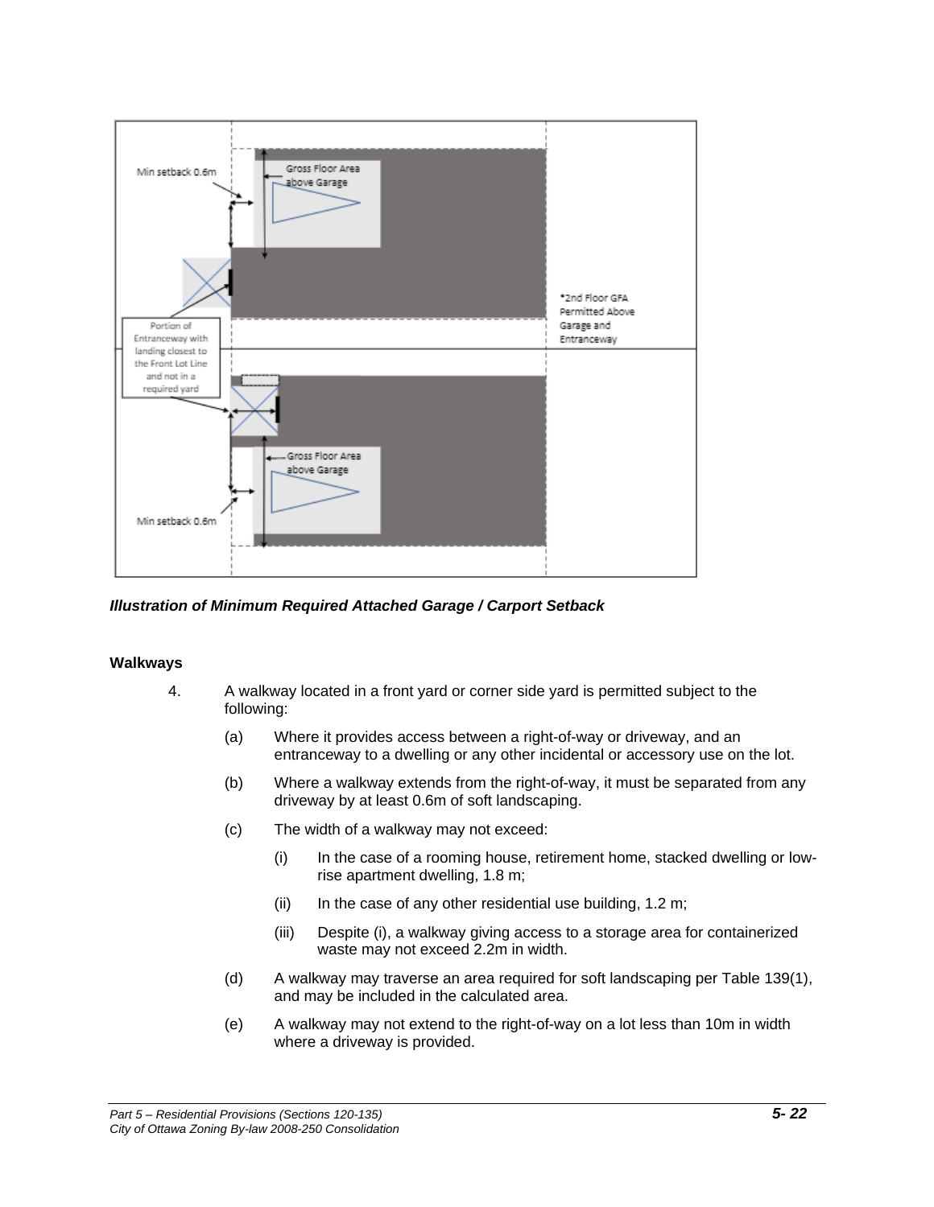*Illustration of Minimum Required Attached Garage / Carport Setback*

**Walkways**

4. A walkway located in a front yard or corner side yard is permitted subject to the following:

   (a) Where it provides access between a right-of-way or driveway, and an entranceway to a dwelling or any other incidental or accessory use on the lot.

   (b) Where a walkway extends from the right-of-way, it must be separated from any driveway by at least 0.6m of soft landscaping.

   (c) The width of a walkway may not exceed:

      (i) In the case of a rooming house, retirement home, stacked dwelling or low-rise apartment dwelling, 1.8 m;

      (ii) In the case of any other residential use building, 1.2 m;

      (iii) Despite (i), a walkway giving access to a storage area for containerized waste may not exceed 2.2m in width.

   (d) A walkway may traverse an area required for soft landscaping per Table 139(1), and may be included in the calculated area.

   (e) A walkway may not extend to the right-of-way on a lot less than 10m in width where a driveway is provided.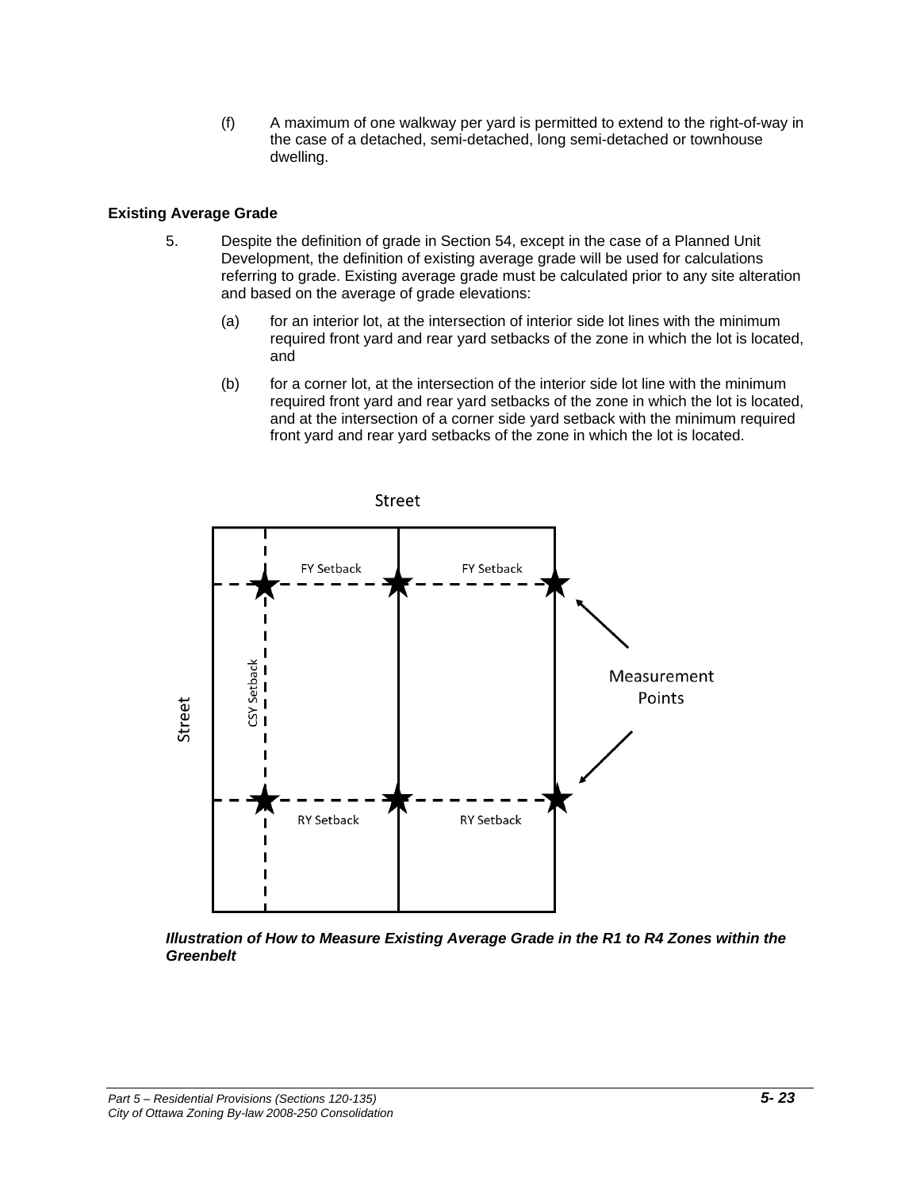(f) A maximum of one walkway per yard is permitted to extend to the right-of-way in the case of a detached, semi-detached, long semi-detached or townhouse dwelling.

**Existing Average Grade**

5. Despite the definition of grade in Section 54, except in the case of a Planned Unit Development, the definition of existing average grade will be used for calculations referring to grade. Existing average grade must be calculated prior to any site alteration and based on the average of grade elevations:

   (a) for an interior lot, at the intersection of interior side lot lines with the minimum required front yard and rear yard setbacks of the zone in which the lot is located, and

   (b) for a corner lot, at the intersection of the interior side lot line with the minimum required front yard and rear yard setbacks of the zone in which the lot is located, and at the intersection of a corner side yard setback with the minimum required front yard and rear yard setbacks of the zone in which the lot is located.

Street

FY Setback | FY Setback

CSY Setback

Street

Measurement Points

RY Setback | RY Setback

***Illustration of How to Measure Existing Average Grade in the R1 to R4 Zones within the Greenbelt***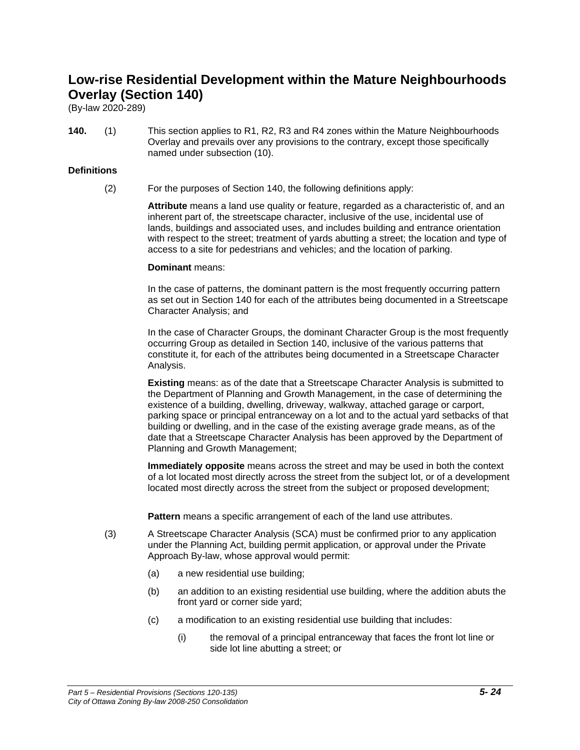# Low-rise Residential Development within the Mature Neighbourhoods Overlay (Section 140)

(By-law 2020-289)

**140.** (1) This section applies to R1, R2, R3 and R4 zones within the Mature Neighbourhoods Overlay and prevails over any provisions to the contrary, except those specifically named under subsection (10).

**Definitions**

(2) For the purposes of Section 140, the following definitions apply:

**Attribute** means a land use quality or feature, regarded as a characteristic of, and an inherent part of, the streetscape character, inclusive of the use, incidental use of lands, buildings and associated uses, and includes building and entrance orientation with respect to the street; treatment of yards abutting a street; the location and type of access to a site for pedestrians and vehicles; and the location of parking.

**Dominant** means:

In the case of patterns, the dominant pattern is the most frequently occurring pattern as set out in Section 140 for each of the attributes being documented in a Streetscape Character Analysis; and

In the case of Character Groups, the dominant Character Group is the most frequently occurring Group as detailed in Section 140, inclusive of the various patterns that constitute it, for each of the attributes being documented in a Streetscape Character Analysis.

**Existing** means: as of the date that a Streetscape Character Analysis is submitted to the Department of Planning and Growth Management, in the case of determining the existence of a building, dwelling, driveway, walkway, attached garage or carport, parking space or principal entranceway on a lot and to the actual yard setbacks of that building or dwelling, and in the case of the existing average grade means, as of the date that a Streetscape Character Analysis has been approved by the Department of Planning and Growth Management;

**Immediately opposite** means across the street and may be used in both the context of a lot located most directly across the street from the subject lot, or of a development located most directly across the street from the subject or proposed development;

**Pattern** means a specific arrangement of each of the land use attributes.

(3) A Streetscape Character Analysis (SCA) must be confirmed prior to any application under the Planning Act, building permit application, or approval under the Private Approach By-law, whose approval would permit:

- (a) a new residential use building;
- (b) an addition to an existing residential use building, where the addition abuts the front yard or corner side yard;
- (c) a modification to an existing residential use building that includes:
  - (i) the removal of a principal entranceway that faces the front lot line or side lot line abutting a street; or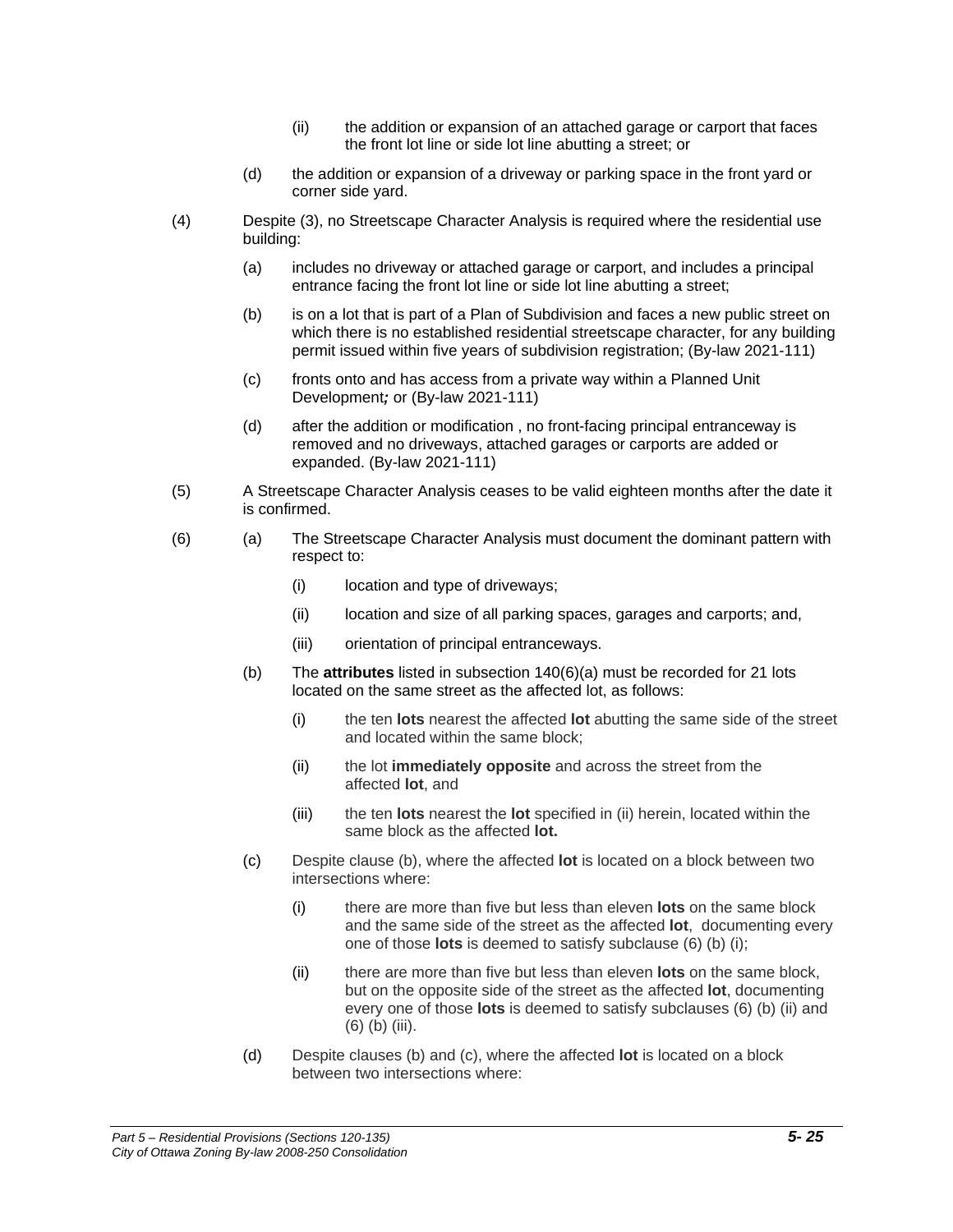(ii) the addition or expansion of an attached garage or carport that faces the front lot line or side lot line abutting a street; or

(d) the addition or expansion of a driveway or parking space in the front yard or corner side yard.

(4) Despite (3), no Streetscape Character Analysis is required where the residential use building:

(a) includes no driveway or attached garage or carport, and includes a principal entrance facing the front lot line or side lot line abutting a street;

(b) is on a lot that is part of a Plan of Subdivision and faces a new public street on which there is no established residential streetscape character, for any building permit issued within five years of subdivision registration; (By-law 2021-111)

(c) fronts onto and has access from a private way within a Planned Unit Development***;*** or (By-law 2021-111)

(d) after the addition or modification , no front-facing principal entranceway is removed and no driveways, attached garages or carports are added or expanded. (By-law 2021-111)

(5) A Streetscape Character Analysis ceases to be valid eighteen months after the date it is confirmed.

(6) (a) The Streetscape Character Analysis must document the dominant pattern with respect to:

(i) location and type of driveways;

(ii) location and size of all parking spaces, garages and carports; and,

(iii) orientation of principal entranceways.

(b) The **attributes** listed in subsection 140(6)(a) must be recorded for 21 lots located on the same street as the affected lot, as follows:

(i) the ten **lots** nearest the affected **lot** abutting the same side of the street and located within the same block;

(ii) the lot **immediately opposite** and across the street from the affected **lot**, and

(iii) the ten **lots** nearest the **lot** specified in (ii) herein, located within the same block as the affected **lot.**

(c) Despite clause (b), where the affected **lot** is located on a block between two intersections where:

(i) there are more than five but less than eleven **lots** on the same block and the same side of the street as the affected **lot**, documenting every one of those **lots** is deemed to satisfy subclause (6) (b) (i);

(ii) there are more than five but less than eleven **lots** on the same block, but on the opposite side of the street as the affected **lot**, documenting every one of those **lots** is deemed to satisfy subclauses (6) (b) (ii) and (6) (b) (iii).

(d) Despite clauses (b) and (c), where the affected **lot** is located on a block between two intersections where: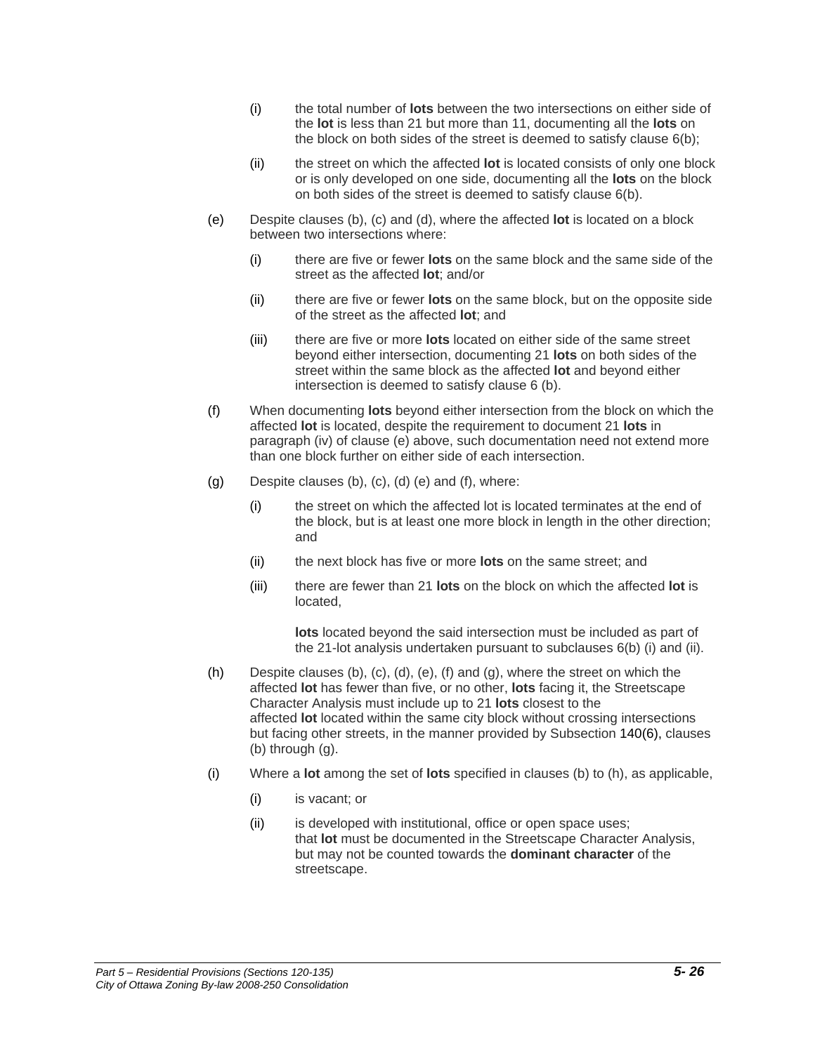(i) the total number of **lots** between the two intersections on either side of the **lot** is less than 21 but more than 11, documenting all the **lots** on the block on both sides of the street is deemed to satisfy clause 6(b);

(ii) the street on which the affected **lot** is located consists of only one block or is only developed on one side, documenting all the **lots** on the block on both sides of the street is deemed to satisfy clause 6(b).

(e) Despite clauses (b), (c) and (d), where the affected **lot** is located on a block between two intersections where:

(i) there are five or fewer **lots** on the same block and the same side of the street as the affected **lot**; and/or

(ii) there are five or fewer **lots** on the same block, but on the opposite side of the street as the affected **lot**; and

(iii) there are five or more **lots** located on either side of the same street beyond either intersection, documenting 21 **lots** on both sides of the street within the same block as the affected **lot** and beyond either intersection is deemed to satisfy clause 6 (b).

(f) When documenting **lots** beyond either intersection from the block on which the affected **lot** is located, despite the requirement to document 21 **lots** in paragraph (iv) of clause (e) above, such documentation need not extend more than one block further on either side of each intersection.

(g) Despite clauses (b), (c), (d) (e) and (f), where:

(i) the street on which the affected lot is located terminates at the end of the block, but is at least one more block in length in the other direction; and

(ii) the next block has five or more **lots** on the same street; and

(iii) there are fewer than 21 **lots** on the block on which the affected **lot** is located,

**lots** located beyond the said intersection must be included as part of the 21-lot analysis undertaken pursuant to subclauses 6(b) (i) and (ii).

(h) Despite clauses (b), (c), (d), (e), (f) and (g), where the street on which the affected **lot** has fewer than five, or no other, **lots** facing it, the Streetscape Character Analysis must include up to 21 **lots** closest to the affected **lot** located within the same city block without crossing intersections but facing other streets, in the manner provided by Subsection 140(6), clauses (b) through (g).

(i) Where a **lot** among the set of **lots** specified in clauses (b) to (h), as applicable,

(i) is vacant; or

(ii) is developed with institutional, office or open space uses; that **lot** must be documented in the Streetscape Character Analysis, but may not be counted towards the **dominant character** of the streetscape.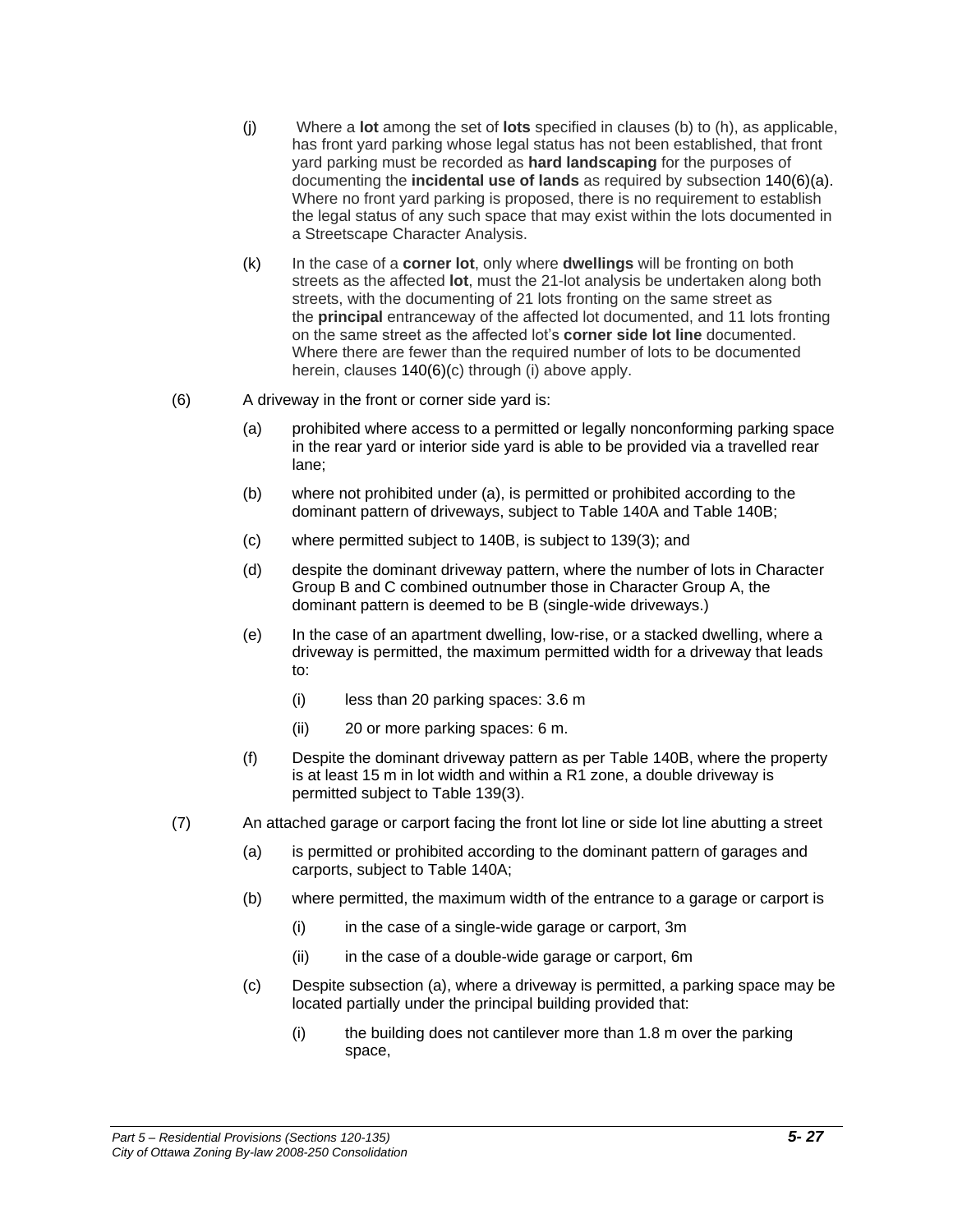(j) Where a **lot** among the set of **lots** specified in clauses (b) to (h), as applicable, has front yard parking whose legal status has not been established, that front yard parking must be recorded as **hard landscaping** for the purposes of documenting the **incidental use of lands** as required by subsection 140(6)(a). Where no front yard parking is proposed, there is no requirement to establish the legal status of any such space that may exist within the lots documented in a Streetscape Character Analysis.

(k) In the case of a **corner lot**, only where **dwellings** will be fronting on both streets as the affected **lot**, must the 21-lot analysis be undertaken along both streets, with the documenting of 21 lots fronting on the same street as the **principal** entranceway of the affected lot documented, and 11 lots fronting on the same street as the affected lot's **corner side lot line** documented. Where there are fewer than the required number of lots to be documented herein, clauses 140(6)(c) through (i) above apply.

(6) A driveway in the front or corner side yard is:

(a) prohibited where access to a permitted or legally nonconforming parking space in the rear yard or interior side yard is able to be provided via a travelled rear lane;

(b) where not prohibited under (a), is permitted or prohibited according to the dominant pattern of driveways, subject to Table 140A and Table 140B;

(c) where permitted subject to 140B, is subject to 139(3); and

(d) despite the dominant driveway pattern, where the number of lots in Character Group B and C combined outnumber those in Character Group A, the dominant pattern is deemed to be B (single-wide driveways.)

(e) In the case of an apartment dwelling, low-rise, or a stacked dwelling, where a driveway is permitted, the maximum permitted width for a driveway that leads to:

(i) less than 20 parking spaces: 3.6 m

(ii) 20 or more parking spaces: 6 m.

(f) Despite the dominant driveway pattern as per Table 140B, where the property is at least 15 m in lot width and within a R1 zone, a double driveway is permitted subject to Table 139(3).

(7) An attached garage or carport facing the front lot line or side lot line abutting a street

(a) is permitted or prohibited according to the dominant pattern of garages and carports, subject to Table 140A;

(b) where permitted, the maximum width of the entrance to a garage or carport is

(i) in the case of a single-wide garage or carport, 3m

(ii) in the case of a double-wide garage or carport, 6m

(c) Despite subsection (a), where a driveway is permitted, a parking space may be located partially under the principal building provided that:

(i) the building does not cantilever more than 1.8 m over the parking space,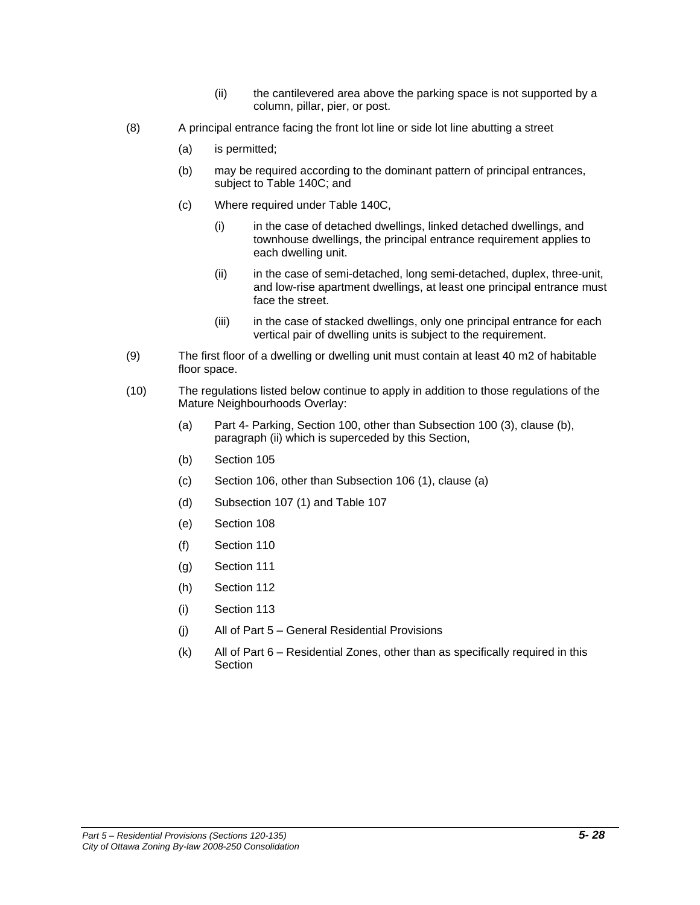(ii) the cantilevered area above the parking space is not supported by a column, pillar, pier, or post.

(8) A principal entrance facing the front lot line or side lot line abutting a street

(a) is permitted;

(b) may be required according to the dominant pattern of principal entrances, subject to Table 140C; and

(c) Where required under Table 140C,

(i) in the case of detached dwellings, linked detached dwellings, and townhouse dwellings, the principal entrance requirement applies to each dwelling unit.

(ii) in the case of semi-detached, long semi-detached, duplex, three-unit, and low-rise apartment dwellings, at least one principal entrance must face the street.

(iii) in the case of stacked dwellings, only one principal entrance for each vertical pair of dwelling units is subject to the requirement.

(9) The first floor of a dwelling or dwelling unit must contain at least 40 m2 of habitable floor space.

(10) The regulations listed below continue to apply in addition to those regulations of the Mature Neighbourhoods Overlay:

(a) Part 4- Parking, Section 100, other than Subsection 100 (3), clause (b), paragraph (ii) which is superceded by this Section,

(b) Section 105

(c) Section 106, other than Subsection 106 (1), clause (a)

(d) Subsection 107 (1) and Table 107

(e) Section 108

(f) Section 110

(g) Section 111

(h) Section 112

(i) Section 113

(j) All of Part 5 – General Residential Provisions

(k) All of Part 6 – Residential Zones, other than as specifically required in this Section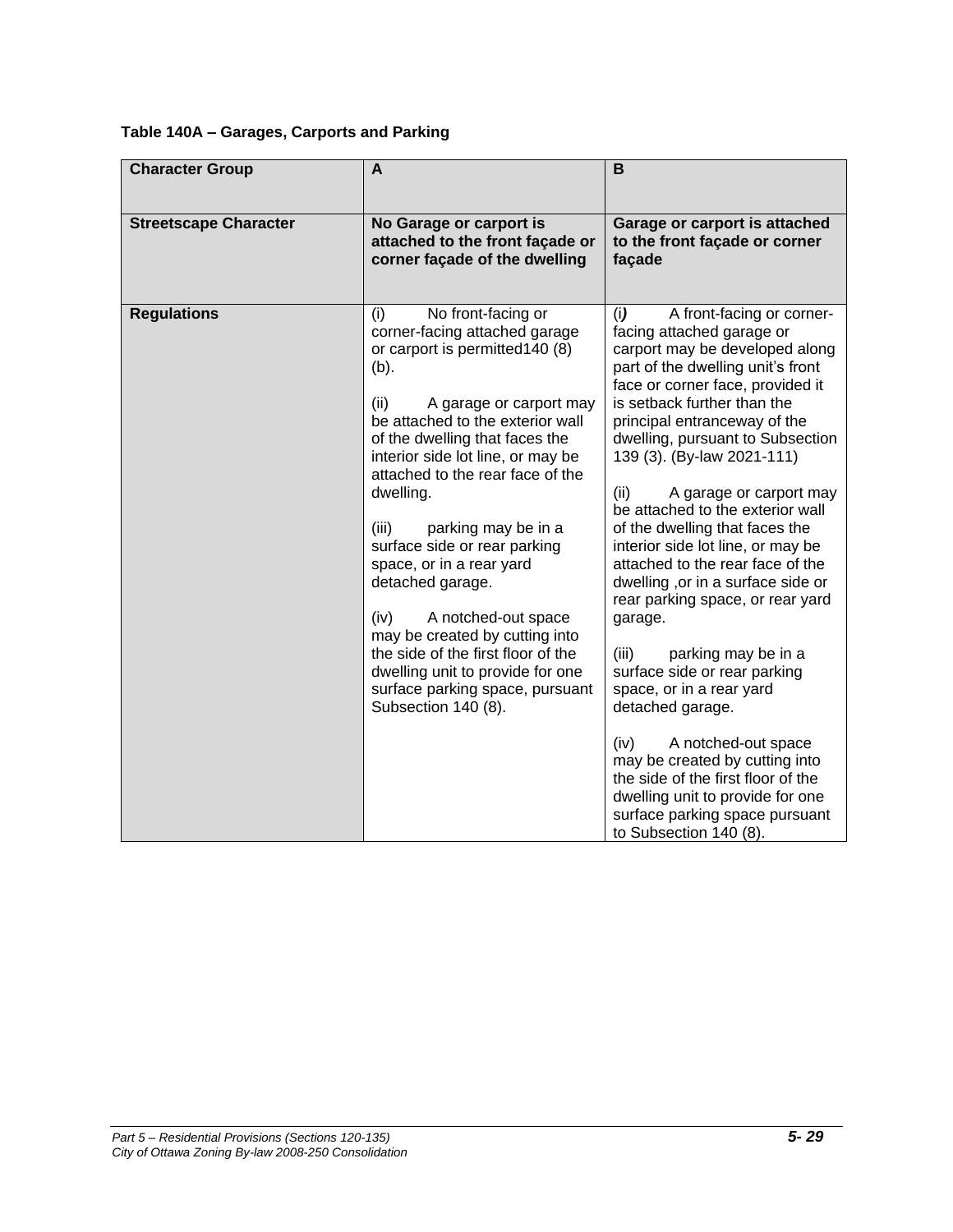**Table 140A – Garages, Carports and Parking**

| Character Group | A | B |
|---|---|---|
| Streetscape Character | No Garage or carport is attached to the front façade or corner façade of the dwelling | Garage or carport is attached to the front façade or corner façade |
| Regulations | (i) No front-facing or corner-facing attached garage or carport is permitted140 (8) (b).<br><br>(ii) A garage or carport may be attached to the exterior wall of the dwelling that faces the interior side lot line, or may be attached to the rear face of the dwelling.<br><br>(iii) parking may be in a surface side or rear parking space, or in a rear yard detached garage.<br><br>(iv) A notched-out space may be created by cutting into the side of the first floor of the dwelling unit to provide for one surface parking space, pursuant Subsection 140 (8). | (i*)* A front-facing or corner-facing attached garage or carport may be developed along part of the dwelling unit's front face or corner face, provided it is setback further than the principal entranceway of the dwelling, pursuant to Subsection 139 (3). (By-law 2021-111)<br><br>(ii) A garage or carport may be attached to the exterior wall of the dwelling that faces the interior side lot line, or may be attached to the rear face of the dwelling ,or in a surface side or rear parking space, or rear yard garage.<br><br>(iii) parking may be in a surface side or rear parking space, or in a rear yard detached garage.<br><br>(iv) A notched-out space may be created by cutting into the side of the first floor of the dwelling unit to provide for one surface parking space pursuant to Subsection 140 (8). |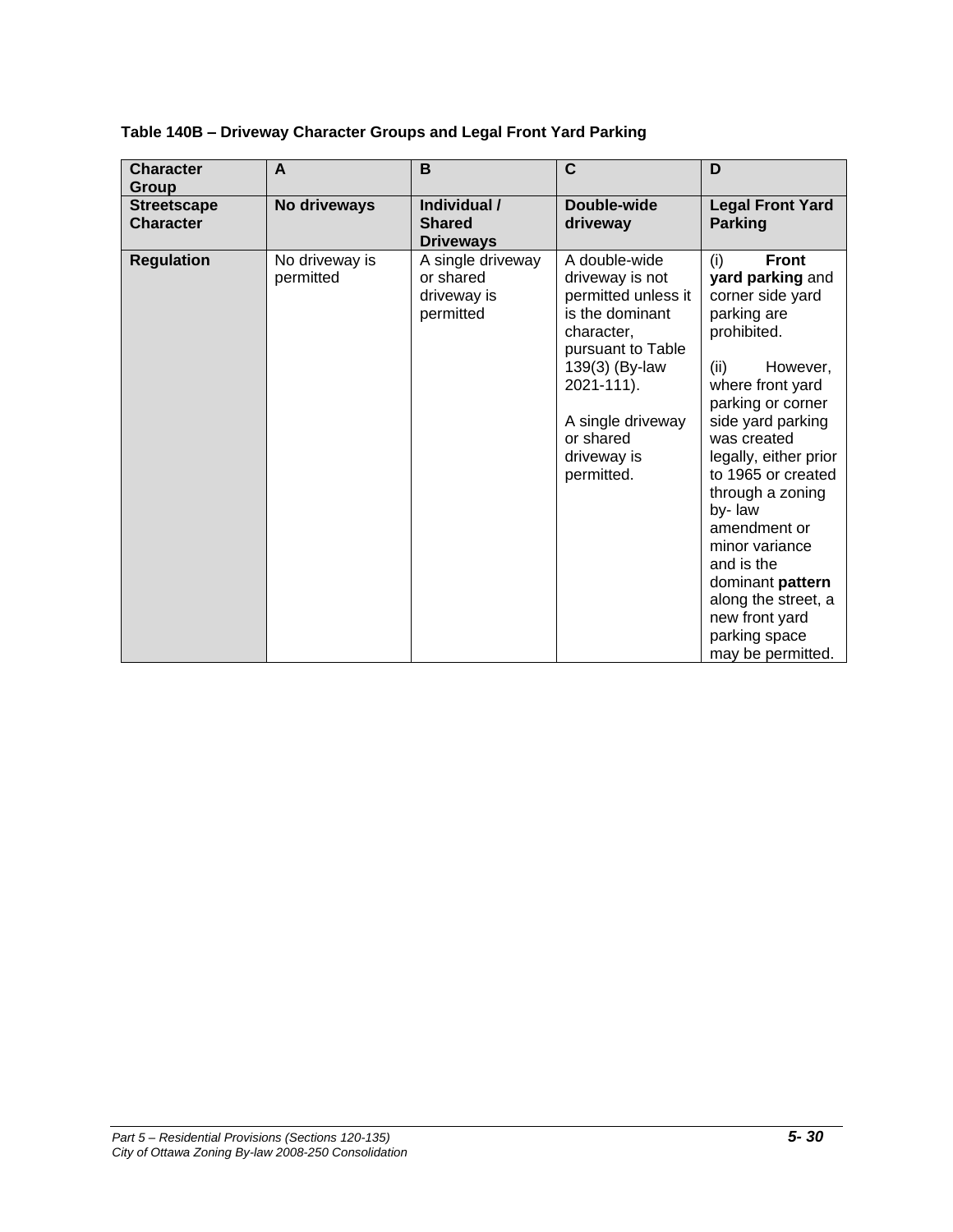**Table 140B – Driveway Character Groups and Legal Front Yard Parking**

| **Character Group** | **A** | **B** | **C** | **D** |
|---|---|---|---|---|
| **Streetscape Character** | **No driveways** | **Individual / Shared Driveways** | **Double-wide driveway** | **Legal Front Yard Parking** |
| **Regulation** | No driveway is permitted | A single driveway or shared driveway is permitted | A double-wide driveway is not permitted unless it is the dominant character, pursuant to Table 139(3) (By-law 2021-111).<br><br>A single driveway or shared driveway is permitted. | (i) **Front yard parking** and corner side yard parking are prohibited.<br><br>(ii) However, where front yard parking or corner side yard parking was created legally, either prior to 1965 or created through a zoning by- law amendment or minor variance and is the dominant **pattern** along the street, a new front yard parking space may be permitted. |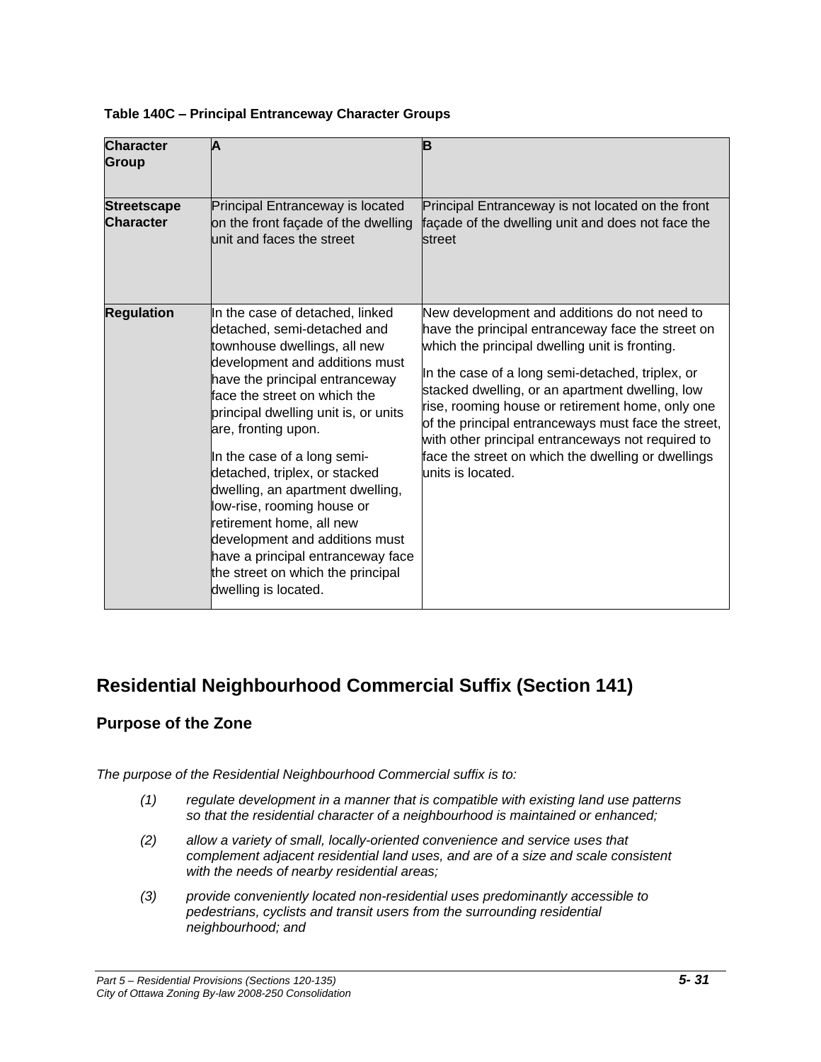**Table 140C – Principal Entranceway Character Groups**

| Character Group | A | B |
|---|---|---|
| Streetscape Character | Principal Entranceway is located on the front façade of the dwelling unit and faces the street | Principal Entranceway is not located on the front façade of the dwelling unit and does not face the street |
| Regulation | In the case of detached, linked detached, semi-detached and townhouse dwellings, all new development and additions must have the principal entranceway face the street on which the principal dwelling unit is, or units are, fronting upon.<br><br>In the case of a long semi-detached, triplex, or stacked dwelling, an apartment dwelling, low-rise, rooming house or retirement home, all new development and additions must have a principal entranceway face the street on which the principal dwelling is located. | New development and additions do not need to have the principal entranceway face the street on which the principal dwelling unit is fronting.<br><br>In the case of a long semi-detached, triplex, or stacked dwelling, or an apartment dwelling, low rise, rooming house or retirement home, only one of the principal entranceways must face the street, with other principal entranceways not required to face the street on which the dwelling or dwellings units is located. |

# Residential Neighbourhood Commercial Suffix (Section 141)

## Purpose of the Zone

*The purpose of the Residential Neighbourhood Commercial suffix is to:*

*(1) regulate development in a manner that is compatible with existing land use patterns so that the residential character of a neighbourhood is maintained or enhanced;*

*(2) allow a variety of small, locally-oriented convenience and service uses that complement adjacent residential land uses, and are of a size and scale consistent with the needs of nearby residential areas;*

*(3) provide conveniently located non-residential uses predominantly accessible to pedestrians, cyclists and transit users from the surrounding residential neighbourhood; and*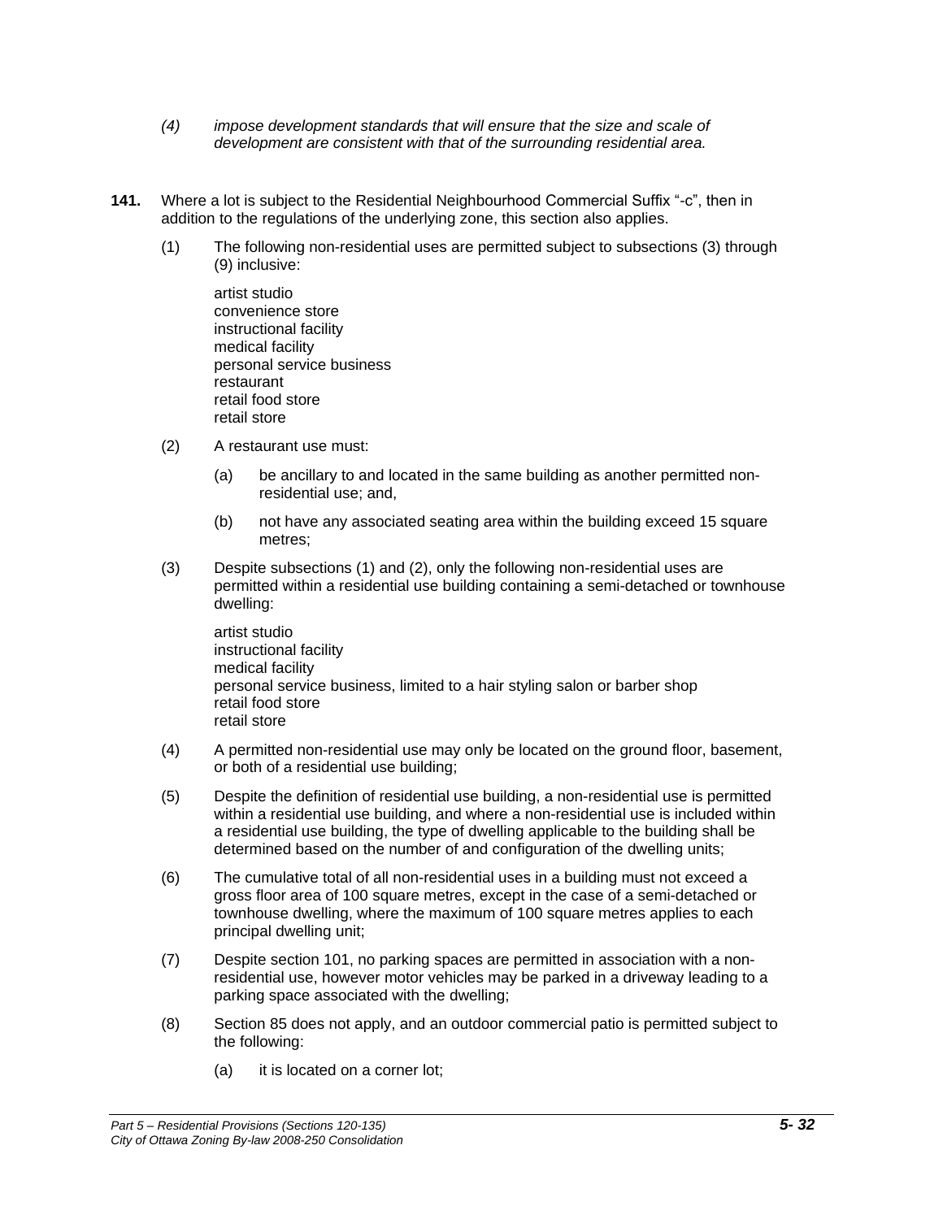*(4) impose development standards that will ensure that the size and scale of development are consistent with that of the surrounding residential area.*

**141.** Where a lot is subject to the Residential Neighbourhood Commercial Suffix "-c", then in addition to the regulations of the underlying zone, this section also applies.

(1) The following non-residential uses are permitted subject to subsections (3) through (9) inclusive:

artist studio
convenience store
instructional facility
medical facility
personal service business
restaurant
retail food store
retail store

(2) A restaurant use must:

(a) be ancillary to and located in the same building as another permitted non-residential use; and,

(b) not have any associated seating area within the building exceed 15 square metres;

(3) Despite subsections (1) and (2), only the following non-residential uses are permitted within a residential use building containing a semi-detached or townhouse dwelling:

artist studio
instructional facility
medical facility
personal service business, limited to a hair styling salon or barber shop
retail food store
retail store

(4) A permitted non-residential use may only be located on the ground floor, basement, or both of a residential use building;

(5) Despite the definition of residential use building, a non-residential use is permitted within a residential use building, and where a non-residential use is included within a residential use building, the type of dwelling applicable to the building shall be determined based on the number of and configuration of the dwelling units;

(6) The cumulative total of all non-residential uses in a building must not exceed a gross floor area of 100 square metres, except in the case of a semi-detached or townhouse dwelling, where the maximum of 100 square metres applies to each principal dwelling unit;

(7) Despite section 101, no parking spaces are permitted in association with a non-residential use, however motor vehicles may be parked in a driveway leading to a parking space associated with the dwelling;

(8) Section 85 does not apply, and an outdoor commercial patio is permitted subject to the following:

(a) it is located on a corner lot;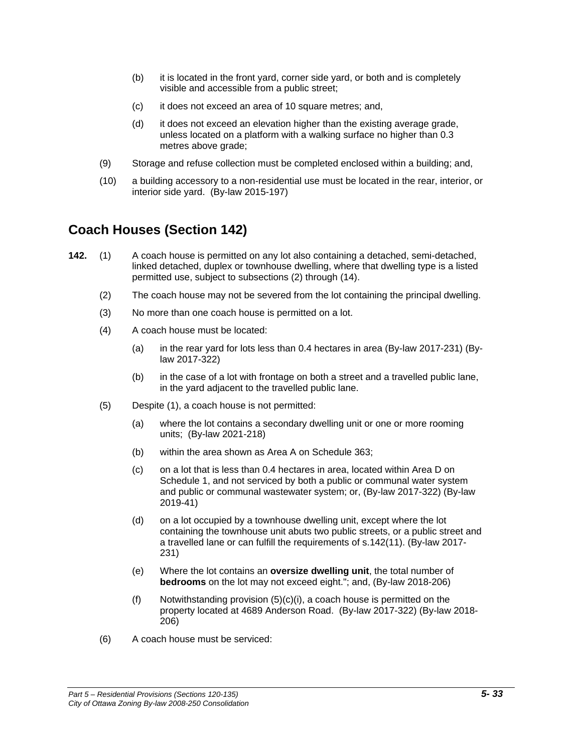(b) it is located in the front yard, corner side yard, or both and is completely visible and accessible from a public street;

(c) it does not exceed an area of 10 square metres; and,

(d) it does not exceed an elevation higher than the existing average grade, unless located on a platform with a walking surface no higher than 0.3 metres above grade;

(9) Storage and refuse collection must be completed enclosed within a building; and,

(10) a building accessory to a non-residential use must be located in the rear, interior, or interior side yard. (By-law 2015-197)

## Coach Houses (Section 142)

**142.** (1) A coach house is permitted on any lot also containing a detached, semi-detached, linked detached, duplex or townhouse dwelling, where that dwelling type is a listed permitted use, subject to subsections (2) through (14).

(2) The coach house may not be severed from the lot containing the principal dwelling.

(3) No more than one coach house is permitted on a lot.

(4) A coach house must be located:

(a) in the rear yard for lots less than 0.4 hectares in area (By-law 2017-231) (By-law 2017-322)

(b) in the case of a lot with frontage on both a street and a travelled public lane, in the yard adjacent to the travelled public lane.

(5) Despite (1), a coach house is not permitted:

(a) where the lot contains a secondary dwelling unit or one or more rooming units; (By-law 2021-218)

(b) within the area shown as Area A on Schedule 363;

(c) on a lot that is less than 0.4 hectares in area, located within Area D on Schedule 1, and not serviced by both a public or communal water system and public or communal wastewater system; or, (By-law 2017-322) (By-law 2019-41)

(d) on a lot occupied by a townhouse dwelling unit, except where the lot containing the townhouse unit abuts two public streets, or a public street and a travelled lane or can fulfill the requirements of s.142(11). (By-law 2017-231)

(e) Where the lot contains an **oversize dwelling unit**, the total number of **bedrooms** on the lot may not exceed eight."; and, (By-law 2018-206)

(f) Notwithstanding provision (5)(c)(i), a coach house is permitted on the property located at 4689 Anderson Road. (By-law 2017-322) (By-law 2018-206)

(6) A coach house must be serviced: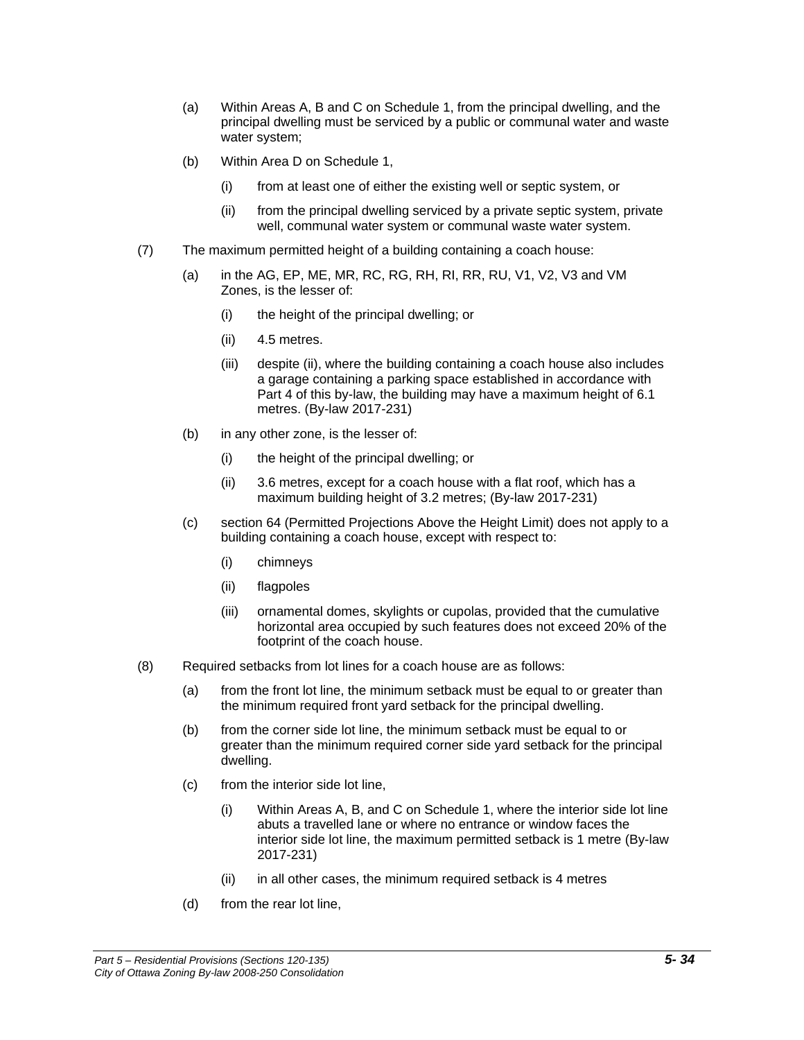(a) Within Areas A, B and C on Schedule 1, from the principal dwelling, and the principal dwelling must be serviced by a public or communal water and waste water system;

(b) Within Area D on Schedule 1,

   (i) from at least one of either the existing well or septic system, or

   (ii) from the principal dwelling serviced by a private septic system, private well, communal water system or communal waste water system.

(7) The maximum permitted height of a building containing a coach house:

   (a) in the AG, EP, ME, MR, RC, RG, RH, RI, RR, RU, V1, V2, V3 and VM Zones, is the lesser of:

      (i) the height of the principal dwelling; or

      (ii) 4.5 metres.

      (iii) despite (ii), where the building containing a coach house also includes a garage containing a parking space established in accordance with Part 4 of this by-law, the building may have a maximum height of 6.1 metres. (By-law 2017-231)

   (b) in any other zone, is the lesser of:

      (i) the height of the principal dwelling; or

      (ii) 3.6 metres, except for a coach house with a flat roof, which has a maximum building height of 3.2 metres; (By-law 2017-231)

   (c) section 64 (Permitted Projections Above the Height Limit) does not apply to a building containing a coach house, except with respect to:

      (i) chimneys

      (ii) flagpoles

      (iii) ornamental domes, skylights or cupolas, provided that the cumulative horizontal area occupied by such features does not exceed 20% of the footprint of the coach house.

(8) Required setbacks from lot lines for a coach house are as follows:

   (a) from the front lot line, the minimum setback must be equal to or greater than the minimum required front yard setback for the principal dwelling.

   (b) from the corner side lot line, the minimum setback must be equal to or greater than the minimum required corner side yard setback for the principal dwelling.

   (c) from the interior side lot line,

      (i) Within Areas A, B, and C on Schedule 1, where the interior side lot line abuts a travelled lane or where no entrance or window faces the interior side lot line, the maximum permitted setback is 1 metre (By-law 2017-231)

      (ii) in all other cases, the minimum required setback is 4 metres

   (d) from the rear lot line,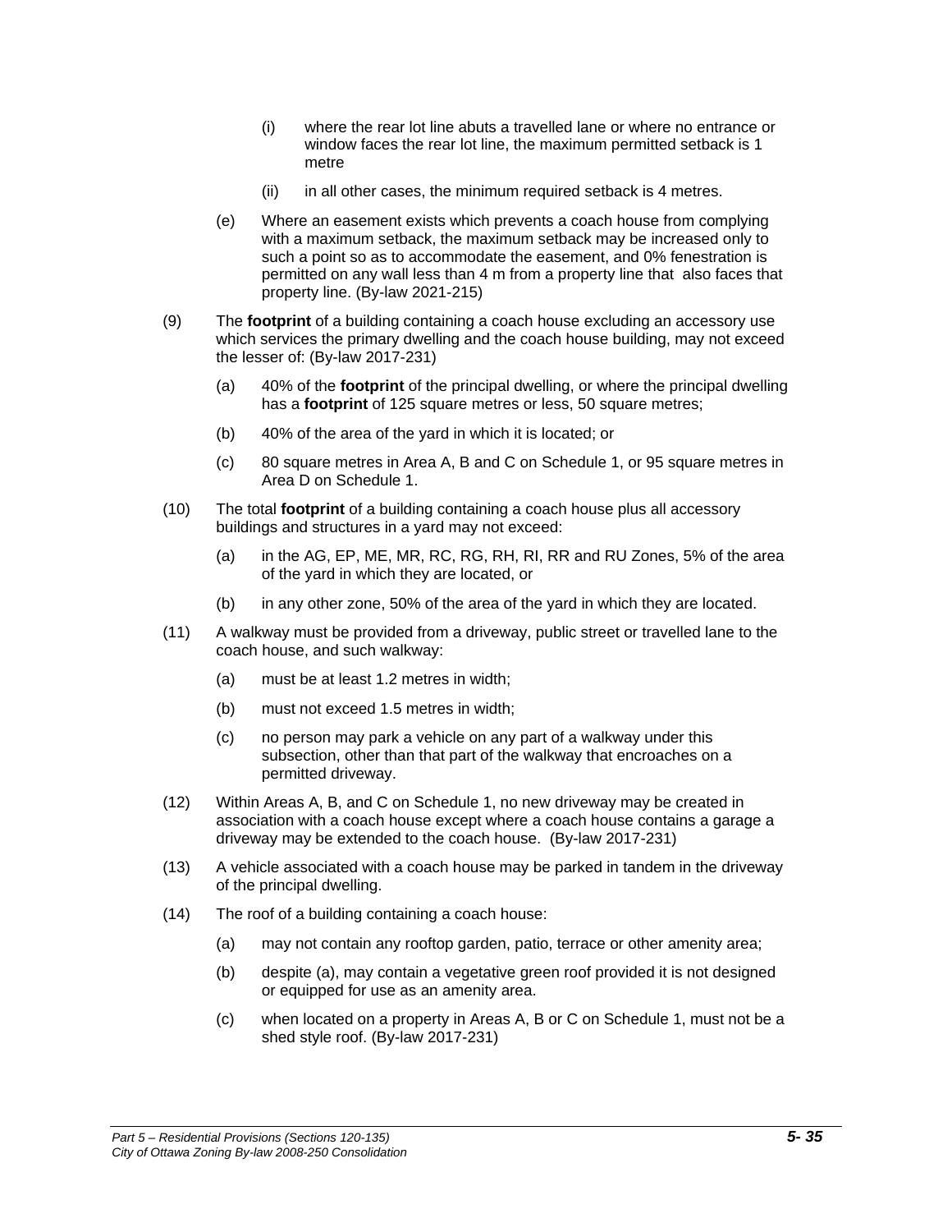(i) where the rear lot line abuts a travelled lane or where no entrance or window faces the rear lot line, the maximum permitted setback is 1 metre

(ii) in all other cases, the minimum required setback is 4 metres.

(e) Where an easement exists which prevents a coach house from complying with a maximum setback, the maximum setback may be increased only to such a point so as to accommodate the easement, and 0% fenestration is permitted on any wall less than 4 m from a property line that also faces that property line. (By-law 2021-215)

(9) The **footprint** of a building containing a coach house excluding an accessory use which services the primary dwelling and the coach house building, may not exceed the lesser of: (By-law 2017-231)

(a) 40% of the **footprint** of the principal dwelling, or where the principal dwelling has a **footprint** of 125 square metres or less, 50 square metres;

(b) 40% of the area of the yard in which it is located; or

(c) 80 square metres in Area A, B and C on Schedule 1, or 95 square metres in Area D on Schedule 1.

(10) The total **footprint** of a building containing a coach house plus all accessory buildings and structures in a yard may not exceed:

(a) in the AG, EP, ME, MR, RC, RG, RH, RI, RR and RU Zones, 5% of the area of the yard in which they are located, or

(b) in any other zone, 50% of the area of the yard in which they are located.

(11) A walkway must be provided from a driveway, public street or travelled lane to the coach house, and such walkway:

(a) must be at least 1.2 metres in width;

(b) must not exceed 1.5 metres in width;

(c) no person may park a vehicle on any part of a walkway under this subsection, other than that part of the walkway that encroaches on a permitted driveway.

(12) Within Areas A, B, and C on Schedule 1, no new driveway may be created in association with a coach house except where a coach house contains a garage a driveway may be extended to the coach house. (By-law 2017-231)

(13) A vehicle associated with a coach house may be parked in tandem in the driveway of the principal dwelling.

(14) The roof of a building containing a coach house:

(a) may not contain any rooftop garden, patio, terrace or other amenity area;

(b) despite (a), may contain a vegetative green roof provided it is not designed or equipped for use as an amenity area.

(c) when located on a property in Areas A, B or C on Schedule 1, must not be a shed style roof. (By-law 2017-231)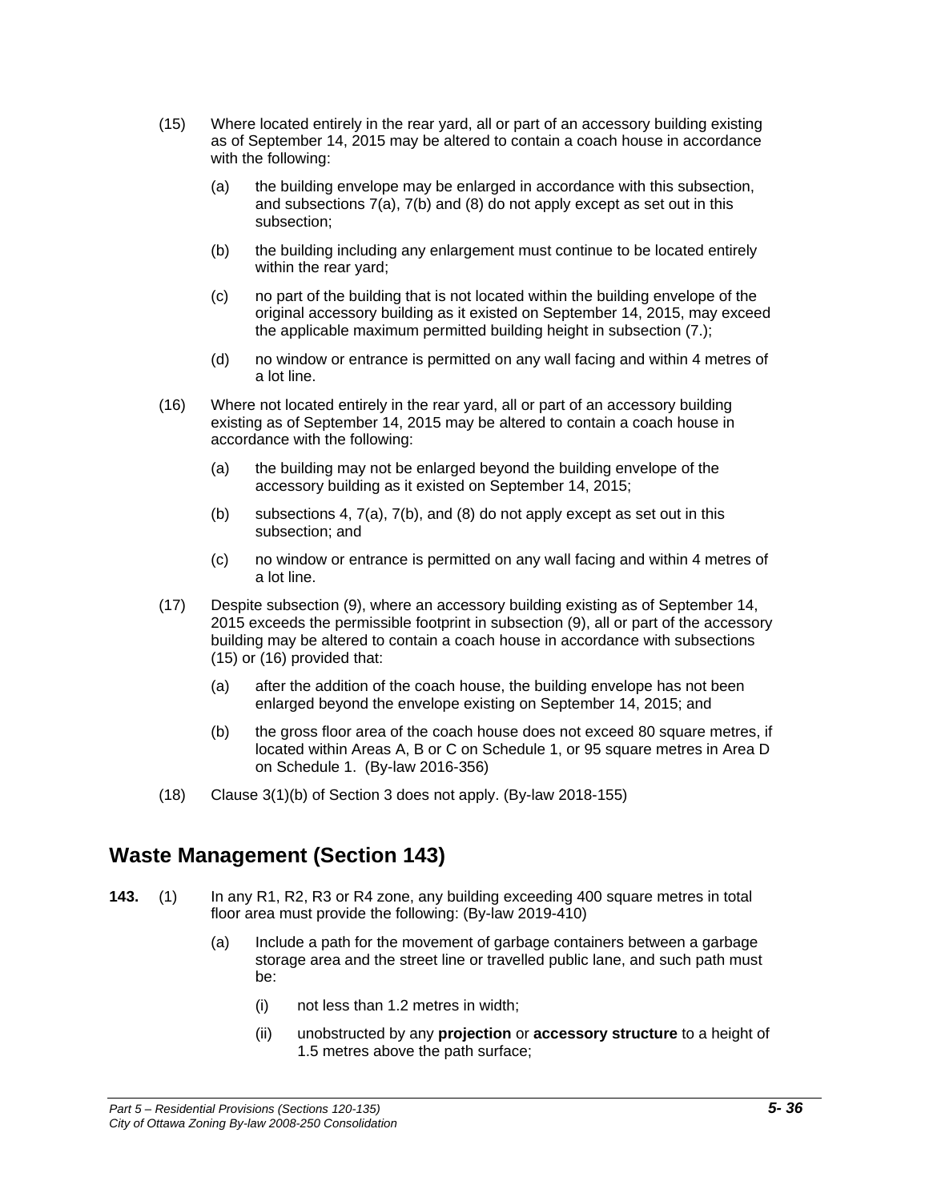(15) Where located entirely in the rear yard, all or part of an accessory building existing as of September 14, 2015 may be altered to contain a coach house in accordance with the following:

   (a) the building envelope may be enlarged in accordance with this subsection, and subsections 7(a), 7(b) and (8) do not apply except as set out in this subsection;

   (b) the building including any enlargement must continue to be located entirely within the rear yard;

   (c) no part of the building that is not located within the building envelope of the original accessory building as it existed on September 14, 2015, may exceed the applicable maximum permitted building height in subsection (7.);

   (d) no window or entrance is permitted on any wall facing and within 4 metres of a lot line.

(16) Where not located entirely in the rear yard, all or part of an accessory building existing as of September 14, 2015 may be altered to contain a coach house in accordance with the following:

   (a) the building may not be enlarged beyond the building envelope of the accessory building as it existed on September 14, 2015;

   (b) subsections 4, 7(a), 7(b), and (8) do not apply except as set out in this subsection; and

   (c) no window or entrance is permitted on any wall facing and within 4 metres of a lot line.

(17) Despite subsection (9), where an accessory building existing as of September 14, 2015 exceeds the permissible footprint in subsection (9), all or part of the accessory building may be altered to contain a coach house in accordance with subsections (15) or (16) provided that:

   (a) after the addition of the coach house, the building envelope has not been enlarged beyond the envelope existing on September 14, 2015; and

   (b) the gross floor area of the coach house does not exceed 80 square metres, if located within Areas A, B or C on Schedule 1, or 95 square metres in Area D on Schedule 1. (By-law 2016-356)

(18) Clause 3(1)(b) of Section 3 does not apply. (By-law 2018-155)

## Waste Management (Section 143)

**143.** (1) In any R1, R2, R3 or R4 zone, any building exceeding 400 square metres in total floor area must provide the following: (By-law 2019-410)

   (a) Include a path for the movement of garbage containers between a garbage storage area and the street line or travelled public lane, and such path must be:

      (i) not less than 1.2 metres in width;

      (ii) unobstructed by any **projection** or **accessory structure** to a height of 1.5 metres above the path surface;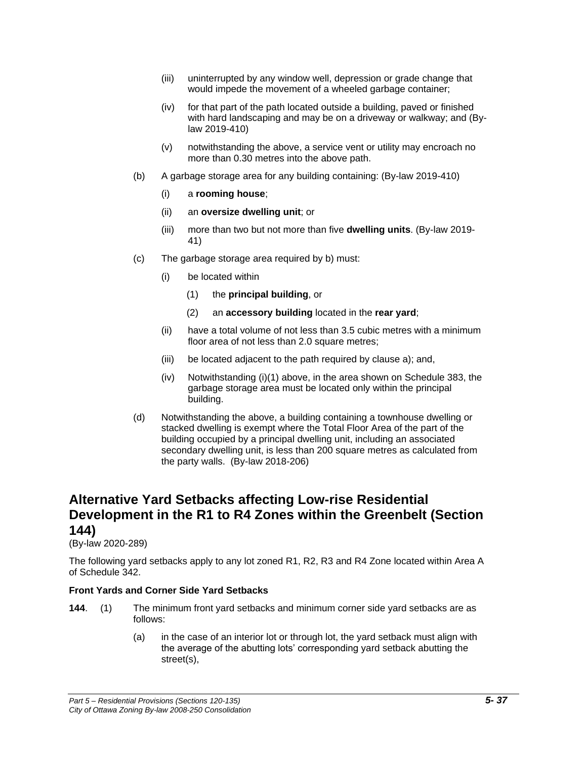(iii) uninterrupted by any window well, depression or grade change that would impede the movement of a wheeled garbage container;

(iv) for that part of the path located outside a building, paved or finished with hard landscaping and may be on a driveway or walkway; and (By-law 2019-410)

(v) notwithstanding the above, a service vent or utility may encroach no more than 0.30 metres into the above path.

(b) A garbage storage area for any building containing: (By-law 2019-410)

(i) a **rooming house**;

(ii) an **oversize dwelling unit**; or

(iii) more than two but not more than five **dwelling units**. (By-law 2019-41)

(c) The garbage storage area required by b) must:

(i) be located within

(1) the **principal building**, or

(2) an **accessory building** located in the **rear yard**;

(ii) have a total volume of not less than 3.5 cubic metres with a minimum floor area of not less than 2.0 square metres;

(iii) be located adjacent to the path required by clause a); and,

(iv) Notwithstanding (i)(1) above, in the area shown on Schedule 383, the garbage storage area must be located only within the principal building.

(d) Notwithstanding the above, a building containing a townhouse dwelling or stacked dwelling is exempt where the Total Floor Area of the part of the building occupied by a principal dwelling unit, including an associated secondary dwelling unit, is less than 200 square metres as calculated from the party walls. (By-law 2018-206)

## Alternative Yard Setbacks affecting Low-rise Residential Development in the R1 to R4 Zones within the Greenbelt (Section 144)

(By-law 2020-289)

The following yard setbacks apply to any lot zoned R1, R2, R3 and R4 Zone located within Area A of Schedule 342.

### Front Yards and Corner Side Yard Setbacks

**144**. (1) The minimum front yard setbacks and minimum corner side yard setbacks are as follows:

(a) in the case of an interior lot or through lot, the yard setback must align with the average of the abutting lots' corresponding yard setback abutting the street(s),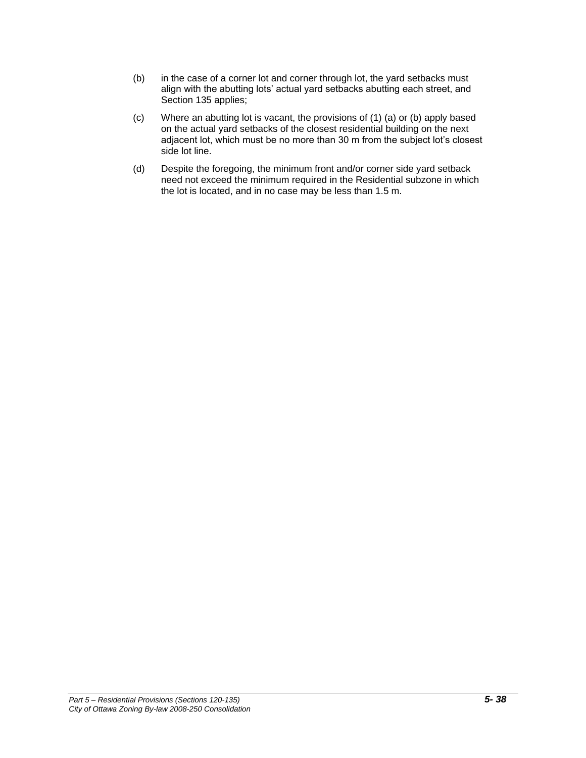(b) in the case of a corner lot and corner through lot, the yard setbacks must align with the abutting lots' actual yard setbacks abutting each street, and Section 135 applies;

(c) Where an abutting lot is vacant, the provisions of (1) (a) or (b) apply based on the actual yard setbacks of the closest residential building on the next adjacent lot, which must be no more than 30 m from the subject lot's closest side lot line.

(d) Despite the foregoing, the minimum front and/or corner side yard setback need not exceed the minimum required in the Residential subzone in which the lot is located, and in no case may be less than 1.5 m.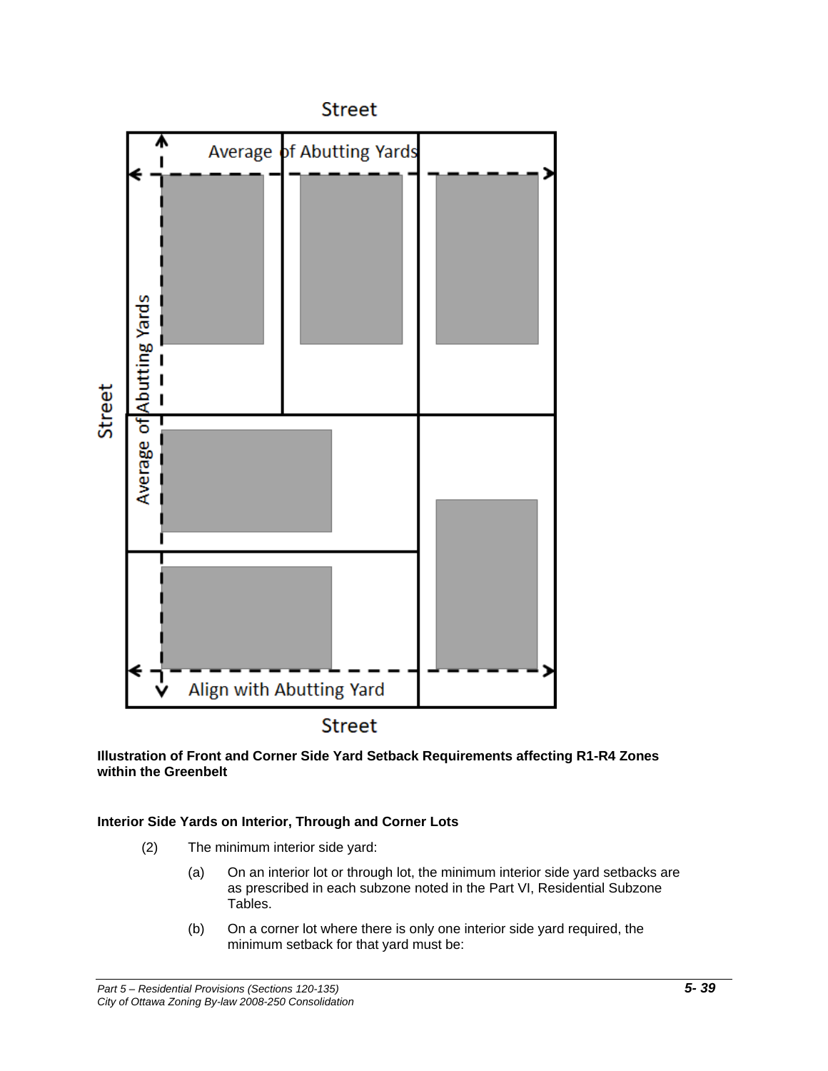**Illustration of Front and Corner Side Yard Setback Requirements affecting R1-R4 Zones within the Greenbelt**

**Interior Side Yards on Interior, Through and Corner Lots**

(2) The minimum interior side yard:

(a) On an interior lot or through lot, the minimum interior side yard setbacks are as prescribed in each subzone noted in the Part VI, Residential Subzone Tables.

(b) On a corner lot where there is only one interior side yard required, the minimum setback for that yard must be: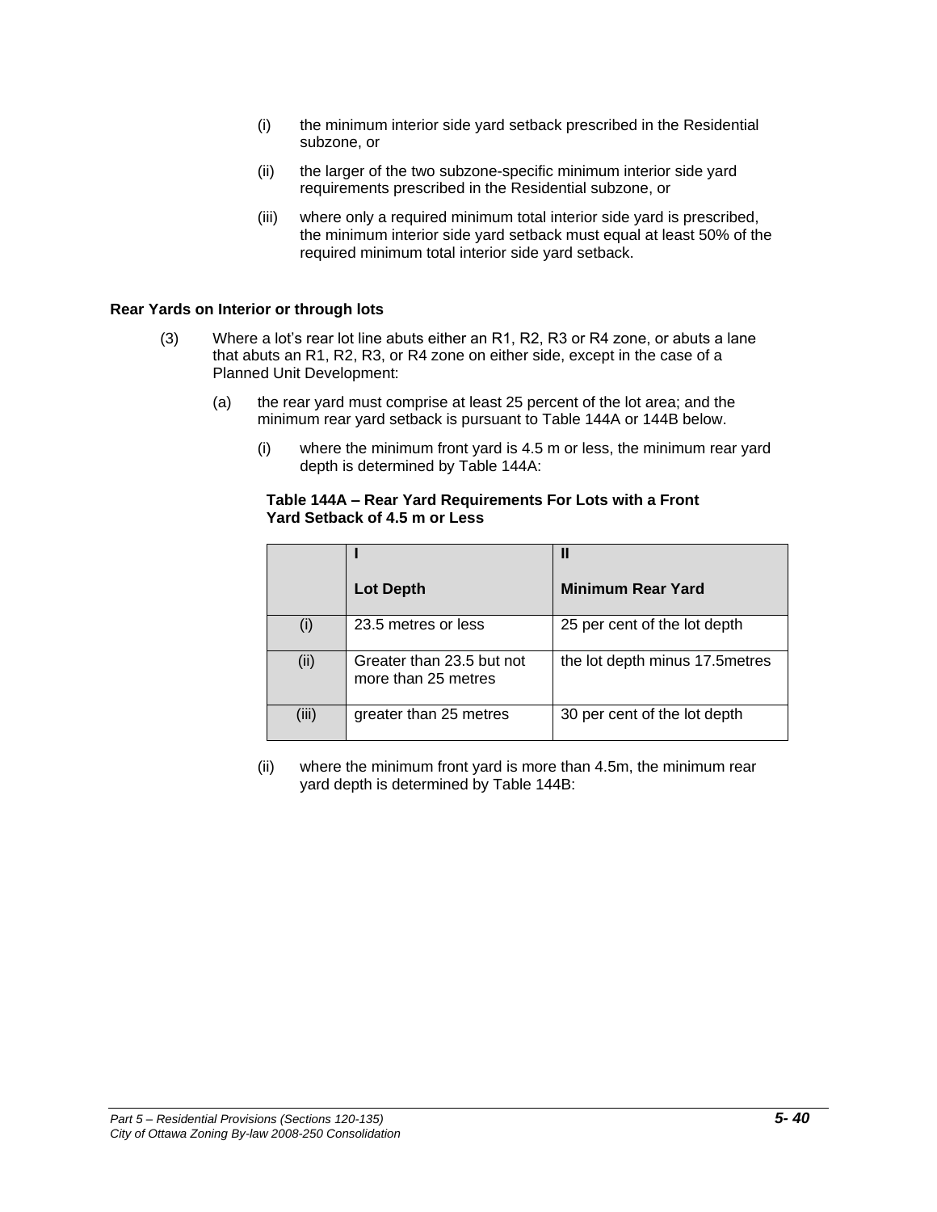(i) the minimum interior side yard setback prescribed in the Residential subzone, or

(ii) the larger of the two subzone-specific minimum interior side yard requirements prescribed in the Residential subzone, or

(iii) where only a required minimum total interior side yard is prescribed, the minimum interior side yard setback must equal at least 50% of the required minimum total interior side yard setback.

**Rear Yards on Interior or through lots**

(3) Where a lot's rear lot line abuts either an R1, R2, R3 or R4 zone, or abuts a lane that abuts an R1, R2, R3, or R4 zone on either side, except in the case of a Planned Unit Development:

(a) the rear yard must comprise at least 25 percent of the lot area; and the minimum rear yard setback is pursuant to Table 144A or 144B below.

(i) where the minimum front yard is 4.5 m or less, the minimum rear yard depth is determined by Table 144A:

**Table 144A – Rear Yard Requirements For Lots with a Front Yard Setback of 4.5 m or Less**

| | I<br>Lot Depth | II<br>Minimum Rear Yard |
|---|---|---|
| (i) | 23.5 metres or less | 25 per cent of the lot depth |
| (ii) | Greater than 23.5 but not more than 25 metres | the lot depth minus 17.5metres |
| (iii) | greater than 25 metres | 30 per cent of the lot depth |

(ii) where the minimum front yard is more than 4.5m, the minimum rear yard depth is determined by Table 144B: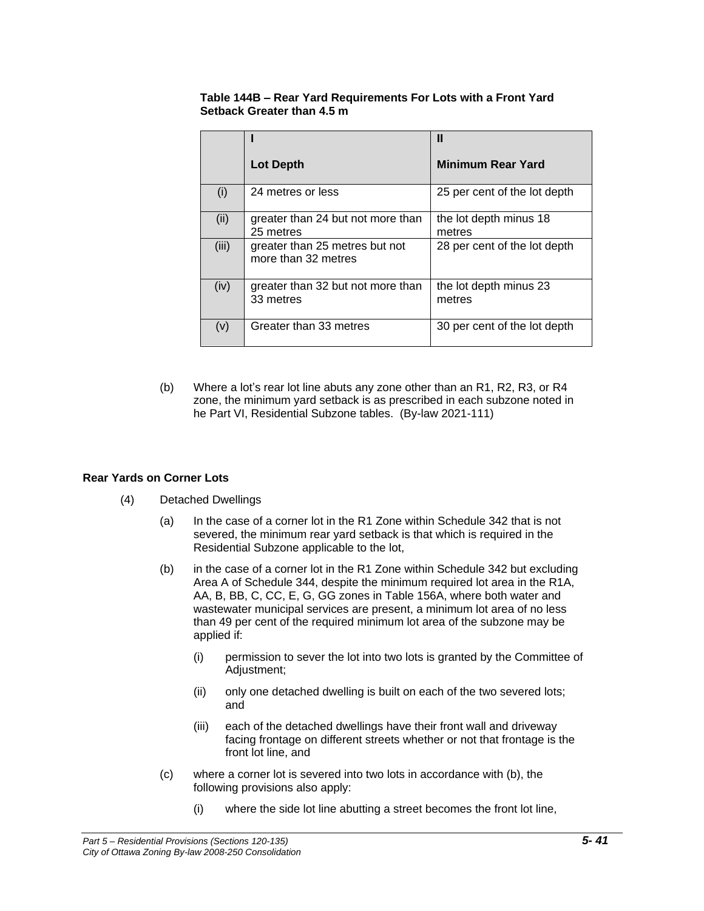**Table 144B – Rear Yard Requirements For Lots with a Front Yard Setback Greater than 4.5 m**

| | I<br>Lot Depth | II<br>Minimum Rear Yard |
|---|---|---|
| (i) | 24 metres or less | 25 per cent of the lot depth |
| (ii) | greater than 24 but not more than 25 metres | the lot depth minus 18 metres |
| (iii) | greater than 25 metres but not more than 32 metres | 28 per cent of the lot depth |
| (iv) | greater than 32 but not more than 33 metres | the lot depth minus 23 metres |
| (v) | Greater than 33 metres | 30 per cent of the lot depth |

(b) Where a lot's rear lot line abuts any zone other than an R1, R2, R3, or R4 zone, the minimum yard setback is as prescribed in each subzone noted in he Part VI, Residential Subzone tables. (By-law 2021-111)

**Rear Yards on Corner Lots**

(4) Detached Dwellings

(a) In the case of a corner lot in the R1 Zone within Schedule 342 that is not severed, the minimum rear yard setback is that which is required in the Residential Subzone applicable to the lot,

(b) in the case of a corner lot in the R1 Zone within Schedule 342 but excluding Area A of Schedule 344, despite the minimum required lot area in the R1A, AA, B, BB, C, CC, E, G, GG zones in Table 156A, where both water and wastewater municipal services are present, a minimum lot area of no less than 49 per cent of the required minimum lot area of the subzone may be applied if:

(i) permission to sever the lot into two lots is granted by the Committee of Adjustment;

(ii) only one detached dwelling is built on each of the two severed lots; and

(iii) each of the detached dwellings have their front wall and driveway facing frontage on different streets whether or not that frontage is the front lot line, and

(c) where a corner lot is severed into two lots in accordance with (b), the following provisions also apply:

(i) where the side lot line abutting a street becomes the front lot line,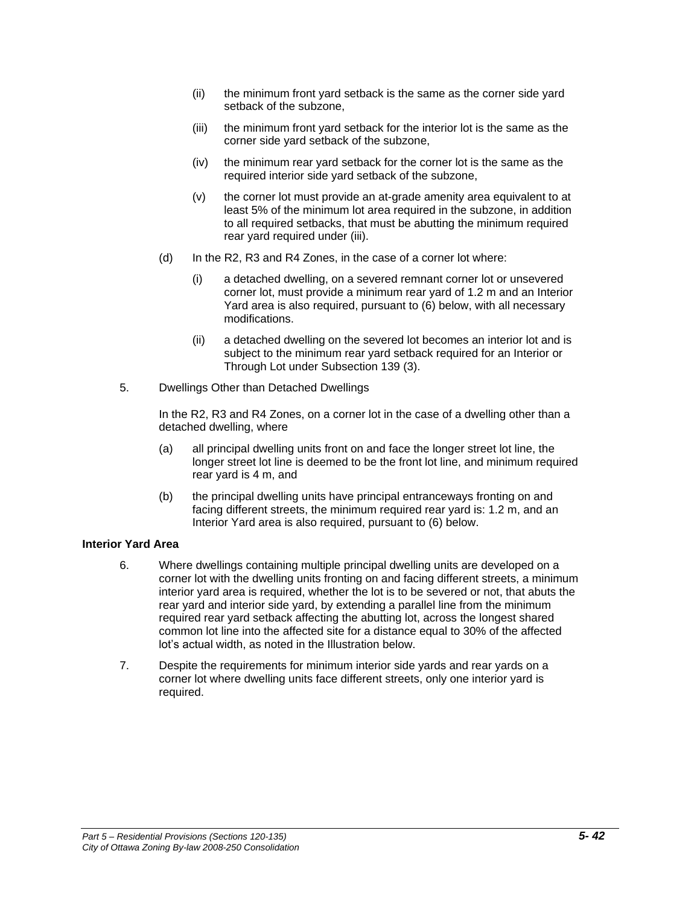(ii) the minimum front yard setback is the same as the corner side yard setback of the subzone,

(iii) the minimum front yard setback for the interior lot is the same as the corner side yard setback of the subzone,

(iv) the minimum rear yard setback for the corner lot is the same as the required interior side yard setback of the subzone,

(v) the corner lot must provide an at-grade amenity area equivalent to at least 5% of the minimum lot area required in the subzone, in addition to all required setbacks, that must be abutting the minimum required rear yard required under (iii).

(d) In the R2, R3 and R4 Zones, in the case of a corner lot where:

(i) a detached dwelling, on a severed remnant corner lot or unsevered corner lot, must provide a minimum rear yard of 1.2 m and an Interior Yard area is also required, pursuant to (6) below, with all necessary modifications.

(ii) a detached dwelling on the severed lot becomes an interior lot and is subject to the minimum rear yard setback required for an Interior or Through Lot under Subsection 139 (3).

5. Dwellings Other than Detached Dwellings

In the R2, R3 and R4 Zones, on a corner lot in the case of a dwelling other than a detached dwelling, where

(a) all principal dwelling units front on and face the longer street lot line, the longer street lot line is deemed to be the front lot line, and minimum required rear yard is 4 m, and

(b) the principal dwelling units have principal entranceways fronting on and facing different streets, the minimum required rear yard is: 1.2 m, and an Interior Yard area is also required, pursuant to (6) below.

**Interior Yard Area**

6. Where dwellings containing multiple principal dwelling units are developed on a corner lot with the dwelling units fronting on and facing different streets, a minimum interior yard area is required, whether the lot is to be severed or not, that abuts the rear yard and interior side yard, by extending a parallel line from the minimum required rear yard setback affecting the abutting lot, across the longest shared common lot line into the affected site for a distance equal to 30% of the affected lot's actual width, as noted in the Illustration below.

7. Despite the requirements for minimum interior side yards and rear yards on a corner lot where dwelling units face different streets, only one interior yard is required.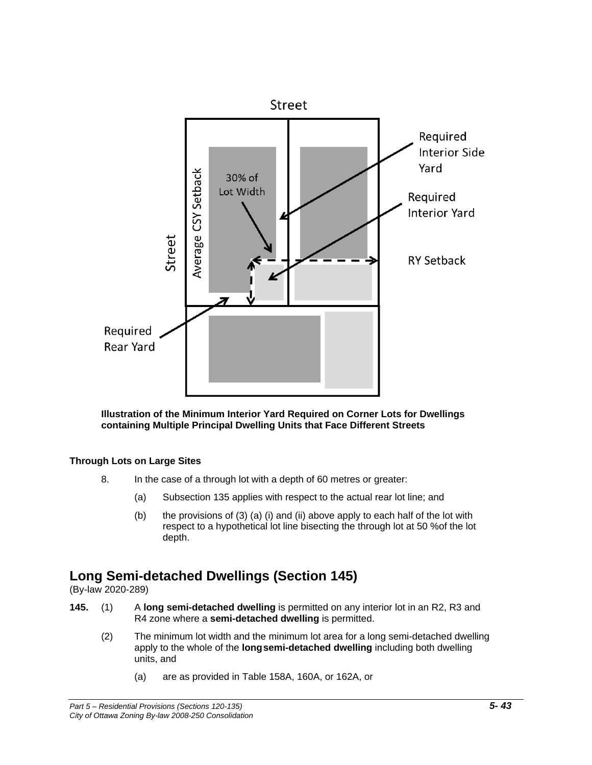**Illustration of the Minimum Interior Yard Required on Corner Lots for Dwellings containing Multiple Principal Dwelling Units that Face Different Streets**

**Through Lots on Large Sites**

8. In the case of a through lot with a depth of 60 metres or greater:

   (a) Subsection 135 applies with respect to the actual rear lot line; and

   (b) the provisions of (3) (a) (i) and (ii) above apply to each half of the lot with respect to a hypothetical lot line bisecting the through lot at 50 %of the lot depth.

## Long Semi-detached Dwellings (Section 145)

(By-law 2020-289)

**145.** (1) A **long semi-detached dwelling** is permitted on any interior lot in an R2, R3 and R4 zone where a **semi-detached dwelling** is permitted.

(2) The minimum lot width and the minimum lot area for a long semi-detached dwelling apply to the whole of the **long semi-detached dwelling** including both dwelling units, and

   (a) are as provided in Table 158A, 160A, or 162A, or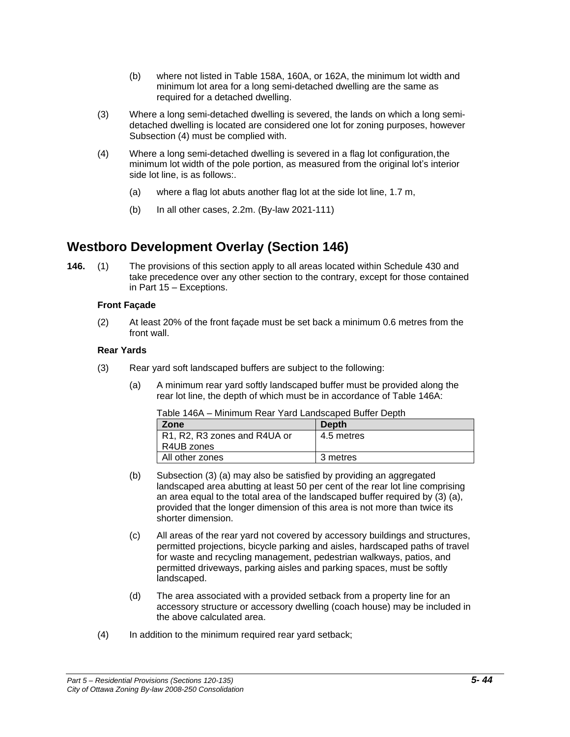(b) where not listed in Table 158A, 160A, or 162A, the minimum lot width and minimum lot area for a long semi-detached dwelling are the same as required for a detached dwelling.

(3) Where a long semi-detached dwelling is severed, the lands on which a long semi-detached dwelling is located are considered one lot for zoning purposes, however Subsection (4) must be complied with.

(4) Where a long semi-detached dwelling is severed in a flag lot configuration, the minimum lot width of the pole portion, as measured from the original lot's interior side lot line, is as follows:.

(a) where a flag lot abuts another flag lot at the side lot line, 1.7 m,

(b) In all other cases, 2.2m. (By-law 2021-111)

## Westboro Development Overlay (Section 146)

**146.** (1) The provisions of this section apply to all areas located within Schedule 430 and take precedence over any other section to the contrary, except for those contained in Part 15 – Exceptions.

**Front Façade**

(2) At least 20% of the front façade must be set back a minimum 0.6 metres from the front wall.

**Rear Yards**

(3) Rear yard soft landscaped buffers are subject to the following:

(a) A minimum rear yard softly landscaped buffer must be provided along the rear lot line, the depth of which must be in accordance with Table 146A:

Table 146A – Minimum Rear Yard Landscaped Buffer Depth

| Zone | Depth |
|---|---|
| R1, R2, R3 zones and R4UA or R4UB zones | 4.5 metres |
| All other zones | 3 metres |

(b) Subsection (3) (a) may also be satisfied by providing an aggregated landscaped area abutting at least 50 per cent of the rear lot line comprising an area equal to the total area of the landscaped buffer required by (3) (a), provided that the longer dimension of this area is not more than twice its shorter dimension.

(c) All areas of the rear yard not covered by accessory buildings and structures, permitted projections, bicycle parking and aisles, hardscaped paths of travel for waste and recycling management, pedestrian walkways, patios, and permitted driveways, parking aisles and parking spaces, must be softly landscaped.

(d) The area associated with a provided setback from a property line for an accessory structure or accessory dwelling (coach house) may be included in the above calculated area.

(4) In addition to the minimum required rear yard setback;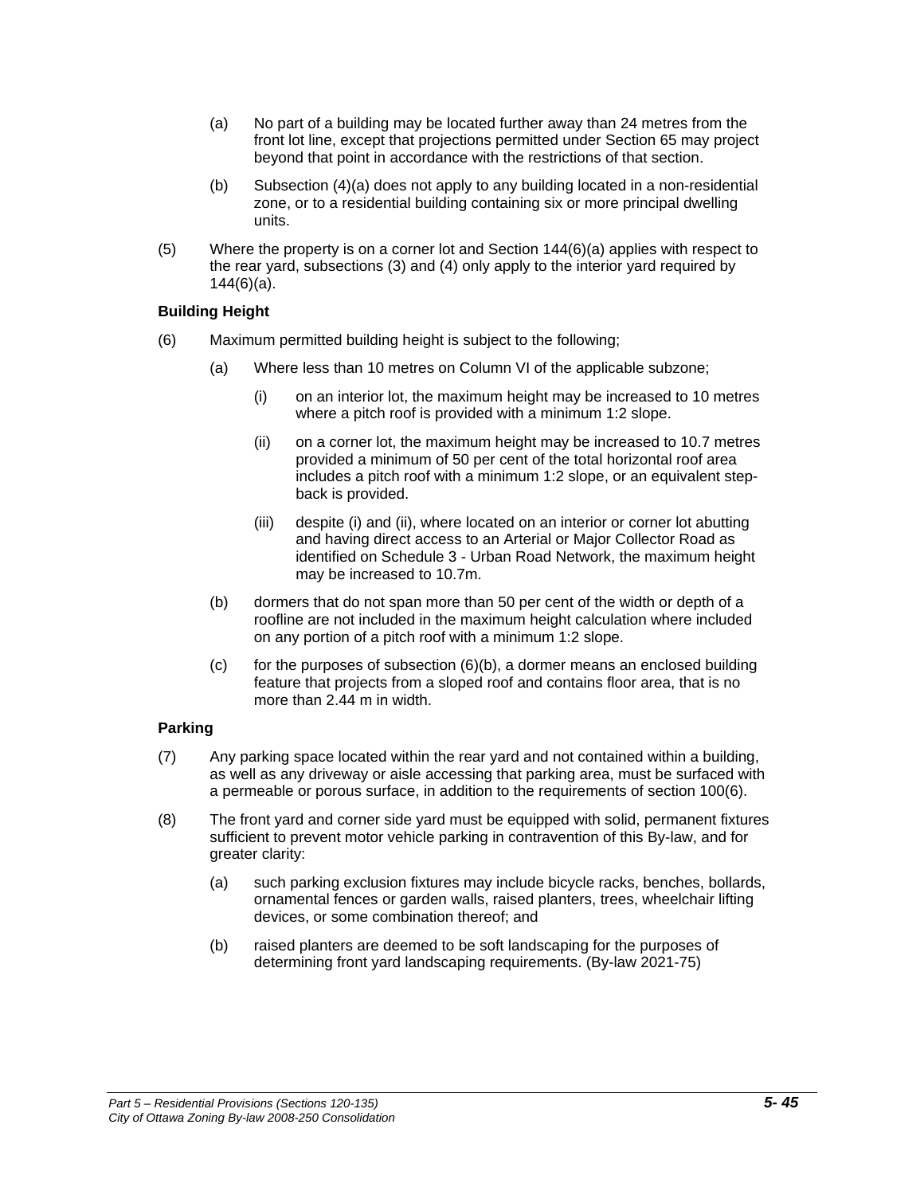(a) No part of a building may be located further away than 24 metres from the front lot line, except that projections permitted under Section 65 may project beyond that point in accordance with the restrictions of that section.

(b) Subsection (4)(a) does not apply to any building located in a non-residential zone, or to a residential building containing six or more principal dwelling units.

(5) Where the property is on a corner lot and Section 144(6)(a) applies with respect to the rear yard, subsections (3) and (4) only apply to the interior yard required by 144(6)(a).

**Building Height**

(6) Maximum permitted building height is subject to the following;

(a) Where less than 10 metres on Column VI of the applicable subzone;

(i) on an interior lot, the maximum height may be increased to 10 metres where a pitch roof is provided with a minimum 1:2 slope.

(ii) on a corner lot, the maximum height may be increased to 10.7 metres provided a minimum of 50 per cent of the total horizontal roof area includes a pitch roof with a minimum 1:2 slope, or an equivalent step-back is provided.

(iii) despite (i) and (ii), where located on an interior or corner lot abutting and having direct access to an Arterial or Major Collector Road as identified on Schedule 3 - Urban Road Network, the maximum height may be increased to 10.7m.

(b) dormers that do not span more than 50 per cent of the width or depth of a roofline are not included in the maximum height calculation where included on any portion of a pitch roof with a minimum 1:2 slope.

(c) for the purposes of subsection (6)(b), a dormer means an enclosed building feature that projects from a sloped roof and contains floor area, that is no more than 2.44 m in width.

**Parking**

(7) Any parking space located within the rear yard and not contained within a building, as well as any driveway or aisle accessing that parking area, must be surfaced with a permeable or porous surface, in addition to the requirements of section 100(6).

(8) The front yard and corner side yard must be equipped with solid, permanent fixtures sufficient to prevent motor vehicle parking in contravention of this By-law, and for greater clarity:

(a) such parking exclusion fixtures may include bicycle racks, benches, bollards, ornamental fences or garden walls, raised planters, trees, wheelchair lifting devices, or some combination thereof; and

(b) raised planters are deemed to be soft landscaping for the purposes of determining front yard landscaping requirements. (By-law 2021-75)